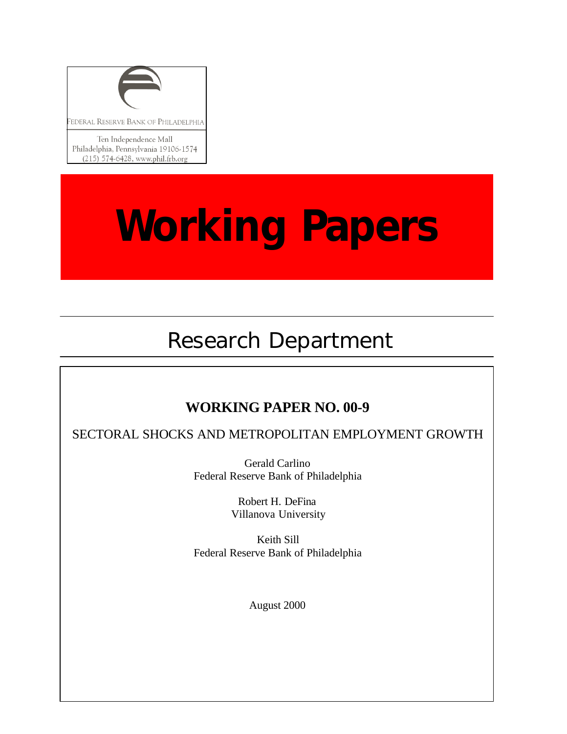FEDERAL RESERVE BANK OF PHILADELPHIA

Ten Independence Mall
Philadelphia, Pennsylvania 19106-1574
(215) 574-6428, www.phil.frb.org

# Working Papers

## Research Department

**WORKING PAPER NO. 00-9**

SECTORAL SHOCKS AND METROPOLITAN EMPLOYMENT GROWTH

Gerald Carlino
Federal Reserve Bank of Philadelphia

Robert H. DeFina
Villanova University

Keith Sill
Federal Reserve Bank of Philadelphia

August 2000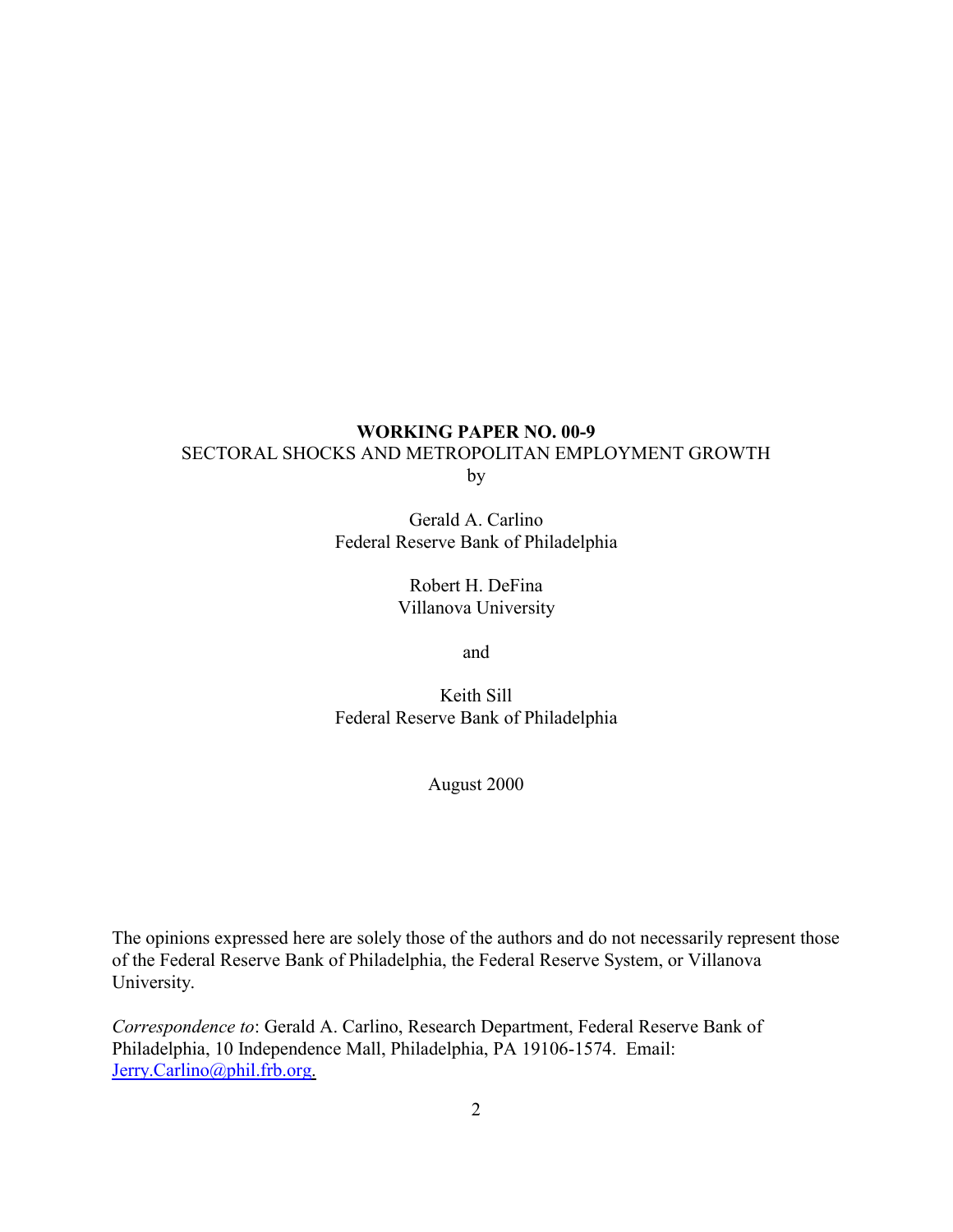**WORKING PAPER NO. 00-9**

SECTORAL SHOCKS AND METROPOLITAN EMPLOYMENT GROWTH

by

Gerald A. Carlino
Federal Reserve Bank of Philadelphia

Robert H. DeFina
Villanova University

and

Keith Sill
Federal Reserve Bank of Philadelphia

August 2000

The opinions expressed here are solely those of the authors and do not necessarily represent those of the Federal Reserve Bank of Philadelphia, the Federal Reserve System, or Villanova University.

*Correspondence to*: Gerald A. Carlino, Research Department, Federal Reserve Bank of Philadelphia, 10 Independence Mall, Philadelphia, PA 19106-1574. Email: Jerry.Carlino@phil.frb.org.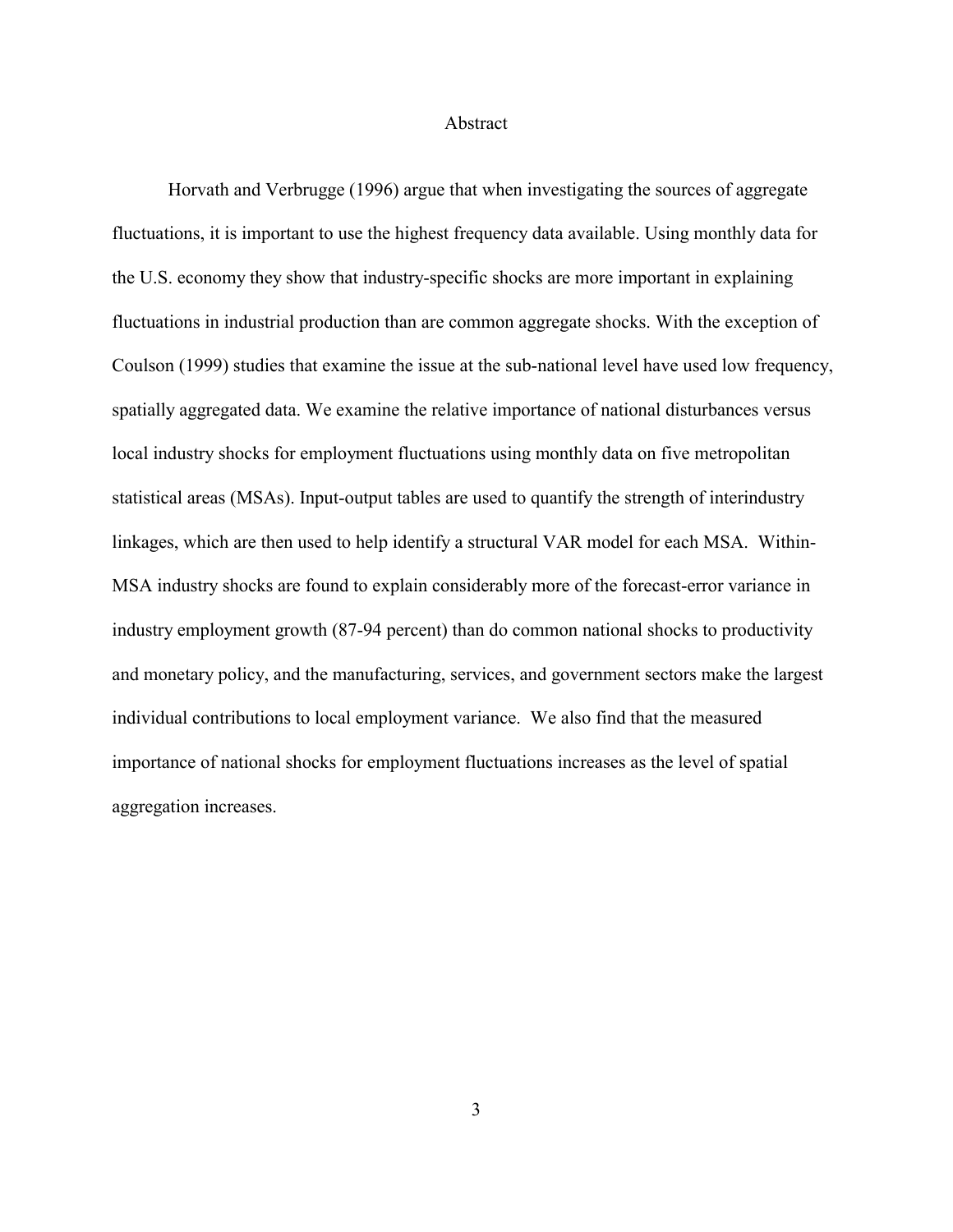# Abstract

Horvath and Verbrugge (1996) argue that when investigating the sources of aggregate fluctuations, it is important to use the highest frequency data available. Using monthly data for the U.S. economy they show that industry-specific shocks are more important in explaining fluctuations in industrial production than are common aggregate shocks. With the exception of Coulson (1999) studies that examine the issue at the sub-national level have used low frequency, spatially aggregated data. We examine the relative importance of national disturbances versus local industry shocks for employment fluctuations using monthly data on five metropolitan statistical areas (MSAs). Input-output tables are used to quantify the strength of interindustry linkages, which are then used to help identify a structural VAR model for each MSA. Within-MSA industry shocks are found to explain considerably more of the forecast-error variance in industry employment growth (87-94 percent) than do common national shocks to productivity and monetary policy, and the manufacturing, services, and government sectors make the largest individual contributions to local employment variance. We also find that the measured importance of national shocks for employment fluctuations increases as the level of spatial aggregation increases.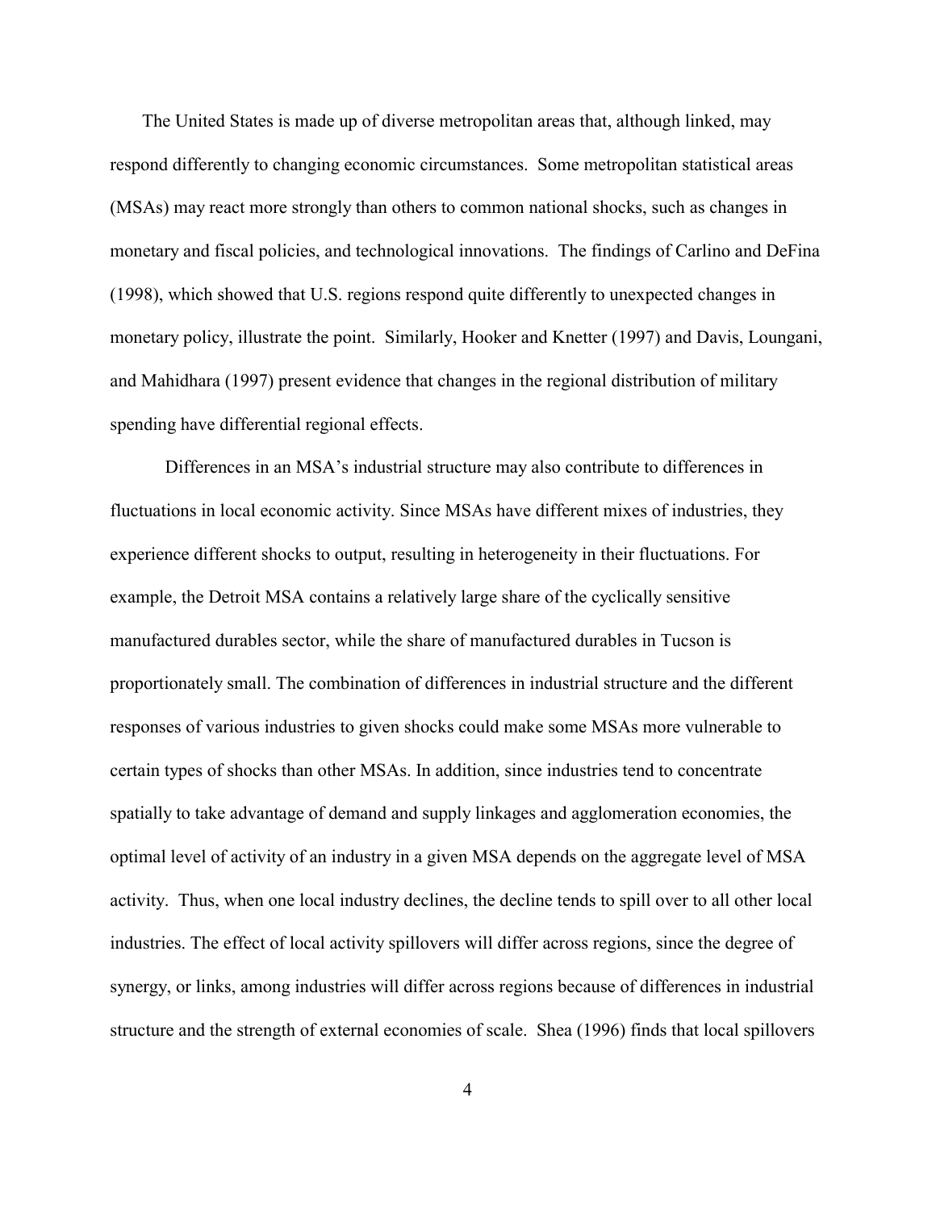The United States is made up of diverse metropolitan areas that, although linked, may respond differently to changing economic circumstances. Some metropolitan statistical areas (MSAs) may react more strongly than others to common national shocks, such as changes in monetary and fiscal policies, and technological innovations. The findings of Carlino and DeFina (1998), which showed that U.S. regions respond quite differently to unexpected changes in monetary policy, illustrate the point. Similarly, Hooker and Knetter (1997) and Davis, Loungani, and Mahidhara (1997) present evidence that changes in the regional distribution of military spending have differential regional effects.

Differences in an MSA's industrial structure may also contribute to differences in fluctuations in local economic activity. Since MSAs have different mixes of industries, they experience different shocks to output, resulting in heterogeneity in their fluctuations. For example, the Detroit MSA contains a relatively large share of the cyclically sensitive manufactured durables sector, while the share of manufactured durables in Tucson is proportionately small. The combination of differences in industrial structure and the different responses of various industries to given shocks could make some MSAs more vulnerable to certain types of shocks than other MSAs. In addition, since industries tend to concentrate spatially to take advantage of demand and supply linkages and agglomeration economies, the optimal level of activity of an industry in a given MSA depends on the aggregate level of MSA activity. Thus, when one local industry declines, the decline tends to spill over to all other local industries. The effect of local activity spillovers will differ across regions, since the degree of synergy, or links, among industries will differ across regions because of differences in industrial structure and the strength of external economies of scale. Shea (1996) finds that local spillovers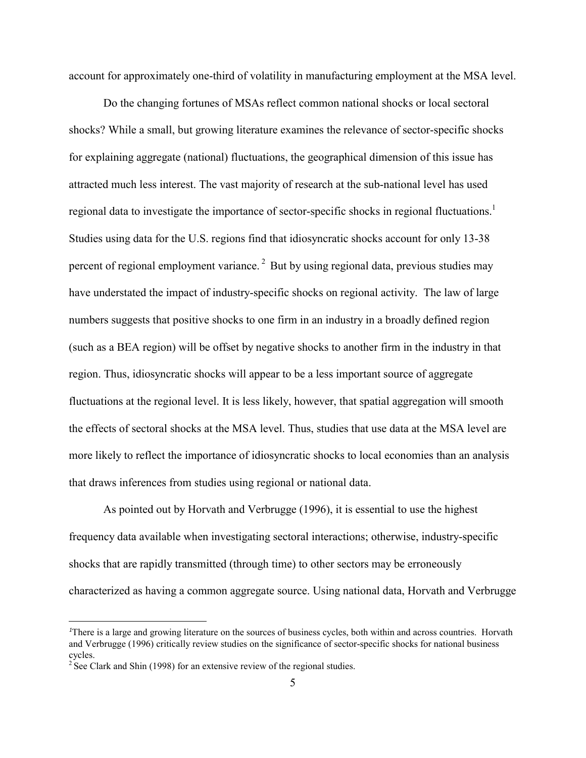account for approximately one-third of volatility in manufacturing employment at the MSA level.

Do the changing fortunes of MSAs reflect common national shocks or local sectoral shocks? While a small, but growing literature examines the relevance of sector-specific shocks for explaining aggregate (national) fluctuations, the geographical dimension of this issue has attracted much less interest. The vast majority of research at the sub-national level has used regional data to investigate the importance of sector-specific shocks in regional fluctuations.[1] Studies using data for the U.S. regions find that idiosyncratic shocks account for only 13-38 percent of regional employment variance.[2] But by using regional data, previous studies may have understated the impact of industry-specific shocks on regional activity. The law of large numbers suggests that positive shocks to one firm in an industry in a broadly defined region (such as a BEA region) will be offset by negative shocks to another firm in the industry in that region. Thus, idiosyncratic shocks will appear to be a less important source of aggregate fluctuations at the regional level. It is less likely, however, that spatial aggregation will smooth the effects of sectoral shocks at the MSA level. Thus, studies that use data at the MSA level are more likely to reflect the importance of idiosyncratic shocks to local economies than an analysis that draws inferences from studies using regional or national data.

As pointed out by Horvath and Verbrugge (1996), it is essential to use the highest frequency data available when investigating sectoral interactions; otherwise, industry-specific shocks that are rapidly transmitted (through time) to other sectors may be erroneously characterized as having a common aggregate source. Using national data, Horvath and Verbrugge

[1] There is a large and growing literature on the sources of business cycles, both within and across countries. Horvath and Verbrugge (1996) critically review studies on the significance of sector-specific shocks for national business cycles.

[2] See Clark and Shin (1998) for an extensive review of the regional studies.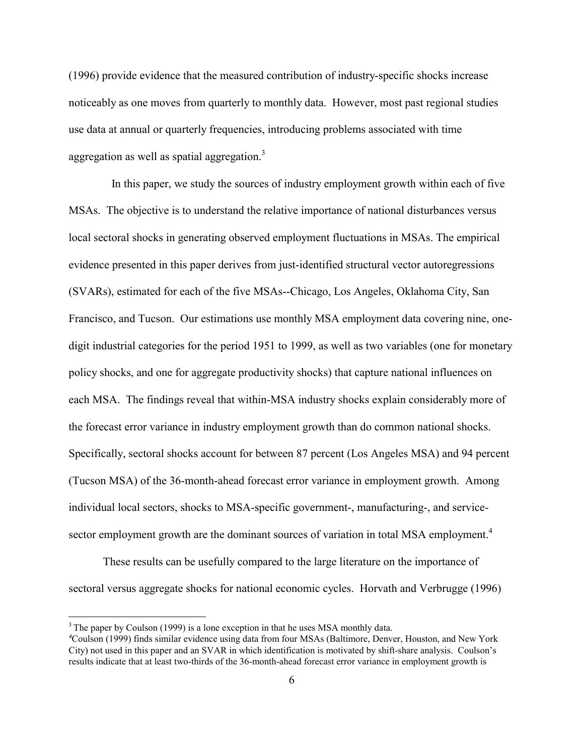(1996) provide evidence that the measured contribution of industry-specific shocks increase noticeably as one moves from quarterly to monthly data. However, most past regional studies use data at annual or quarterly frequencies, introducing problems associated with time aggregation as well as spatial aggregation.[3]

In this paper, we study the sources of industry employment growth within each of five MSAs. The objective is to understand the relative importance of national disturbances versus local sectoral shocks in generating observed employment fluctuations in MSAs. The empirical evidence presented in this paper derives from just-identified structural vector autoregressions (SVARs), estimated for each of the five MSAs--Chicago, Los Angeles, Oklahoma City, San Francisco, and Tucson. Our estimations use monthly MSA employment data covering nine, one-digit industrial categories for the period 1951 to 1999, as well as two variables (one for monetary policy shocks, and one for aggregate productivity shocks) that capture national influences on each MSA. The findings reveal that within-MSA industry shocks explain considerably more of the forecast error variance in industry employment growth than do common national shocks. Specifically, sectoral shocks account for between 87 percent (Los Angeles MSA) and 94 percent (Tucson MSA) of the 36-month-ahead forecast error variance in employment growth. Among individual local sectors, shocks to MSA-specific government-, manufacturing-, and service-sector employment growth are the dominant sources of variation in total MSA employment.[4]

These results can be usefully compared to the large literature on the importance of sectoral versus aggregate shocks for national economic cycles. Horvath and Verbrugge (1996)

---

[3] The paper by Coulson (1999) is a lone exception in that he uses MSA monthly data.

[4] Coulson (1999) finds similar evidence using data from four MSAs (Baltimore, Denver, Houston, and New York City) not used in this paper and an SVAR in which identification is motivated by shift-share analysis. Coulson's results indicate that at least two-thirds of the 36-month-ahead forecast error variance in employment growth is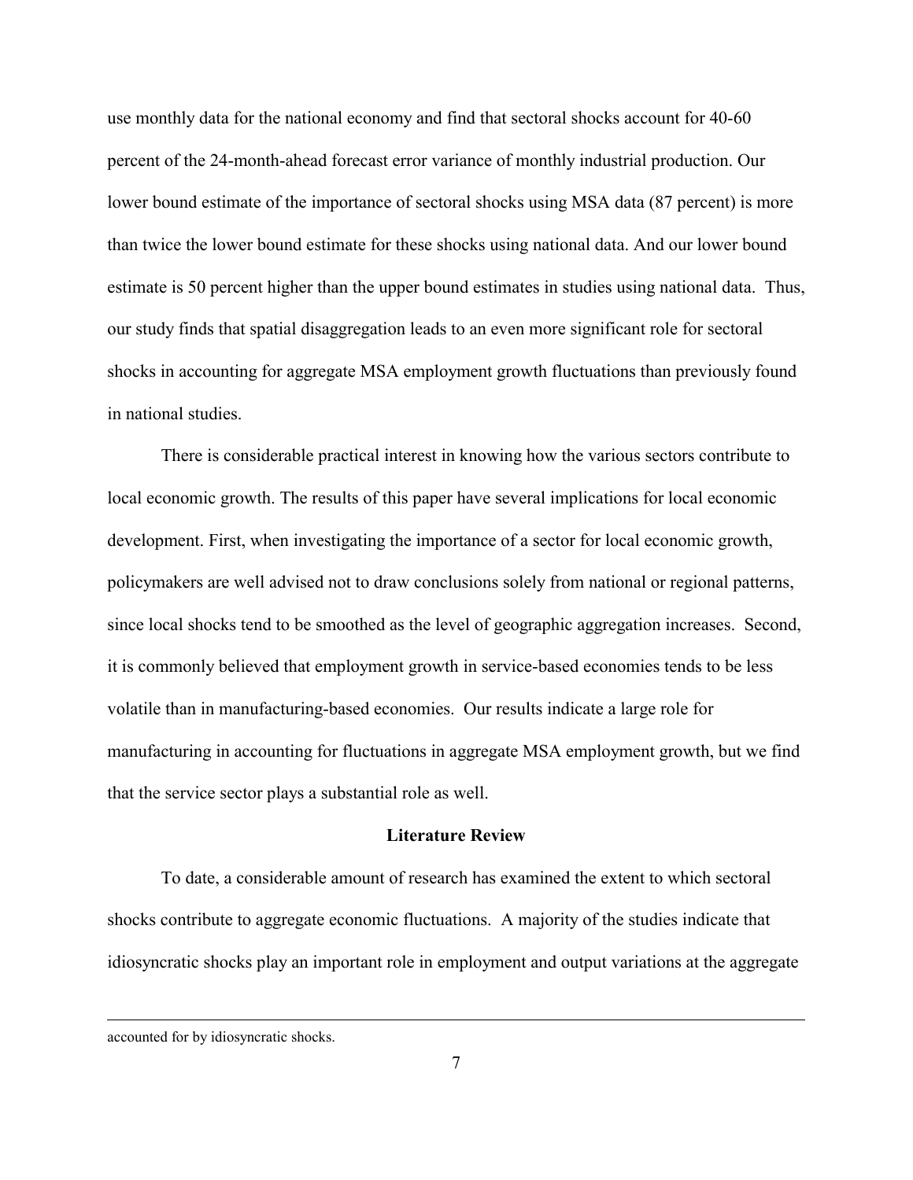use monthly data for the national economy and find that sectoral shocks account for 40-60 percent of the 24-month-ahead forecast error variance of monthly industrial production. Our lower bound estimate of the importance of sectoral shocks using MSA data (87 percent) is more than twice the lower bound estimate for these shocks using national data. And our lower bound estimate is 50 percent higher than the upper bound estimates in studies using national data. Thus, our study finds that spatial disaggregation leads to an even more significant role for sectoral shocks in accounting for aggregate MSA employment growth fluctuations than previously found in national studies.

There is considerable practical interest in knowing how the various sectors contribute to local economic growth. The results of this paper have several implications for local economic development. First, when investigating the importance of a sector for local economic growth, policymakers are well advised not to draw conclusions solely from national or regional patterns, since local shocks tend to be smoothed as the level of geographic aggregation increases. Second, it is commonly believed that employment growth in service-based economies tends to be less volatile than in manufacturing-based economies. Our results indicate a large role for manufacturing in accounting for fluctuations in aggregate MSA employment growth, but we find that the service sector plays a substantial role as well.

## Literature Review

To date, a considerable amount of research has examined the extent to which sectoral shocks contribute to aggregate economic fluctuations. A majority of the studies indicate that idiosyncratic shocks play an important role in employment and output variations at the aggregate

accounted for by idiosyncratic shocks.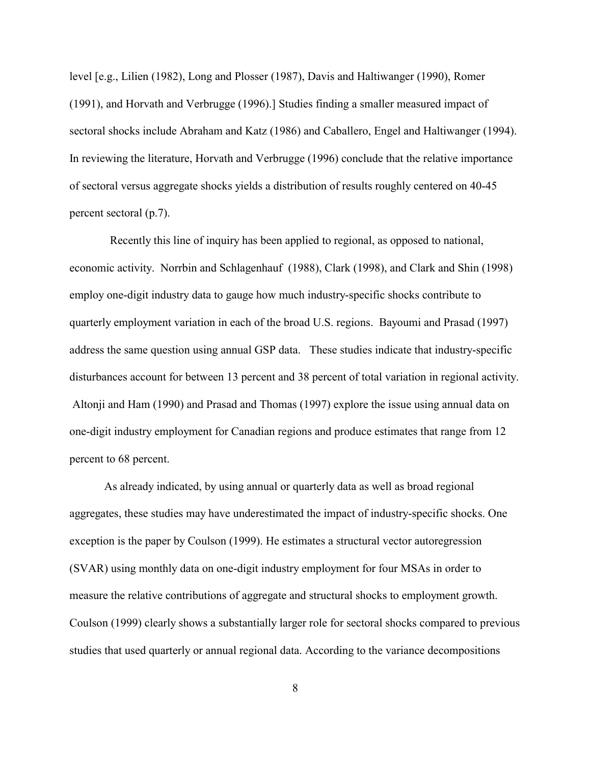level [e.g., Lilien (1982), Long and Plosser (1987), Davis and Haltiwanger (1990), Romer (1991), and Horvath and Verbrugge (1996).] Studies finding a smaller measured impact of sectoral shocks include Abraham and Katz (1986) and Caballero, Engel and Haltiwanger (1994). In reviewing the literature, Horvath and Verbrugge (1996) conclude that the relative importance of sectoral versus aggregate shocks yields a distribution of results roughly centered on 40-45 percent sectoral (p.7).

Recently this line of inquiry has been applied to regional, as opposed to national, economic activity. Norrbin and Schlagenhauf (1988), Clark (1998), and Clark and Shin (1998) employ one-digit industry data to gauge how much industry-specific shocks contribute to quarterly employment variation in each of the broad U.S. regions. Bayoumi and Prasad (1997) address the same question using annual GSP data. These studies indicate that industry-specific disturbances account for between 13 percent and 38 percent of total variation in regional activity. Altonji and Ham (1990) and Prasad and Thomas (1997) explore the issue using annual data on one-digit industry employment for Canadian regions and produce estimates that range from 12 percent to 68 percent.

As already indicated, by using annual or quarterly data as well as broad regional aggregates, these studies may have underestimated the impact of industry-specific shocks. One exception is the paper by Coulson (1999). He estimates a structural vector autoregression (SVAR) using monthly data on one-digit industry employment for four MSAs in order to measure the relative contributions of aggregate and structural shocks to employment growth. Coulson (1999) clearly shows a substantially larger role for sectoral shocks compared to previous studies that used quarterly or annual regional data. According to the variance decompositions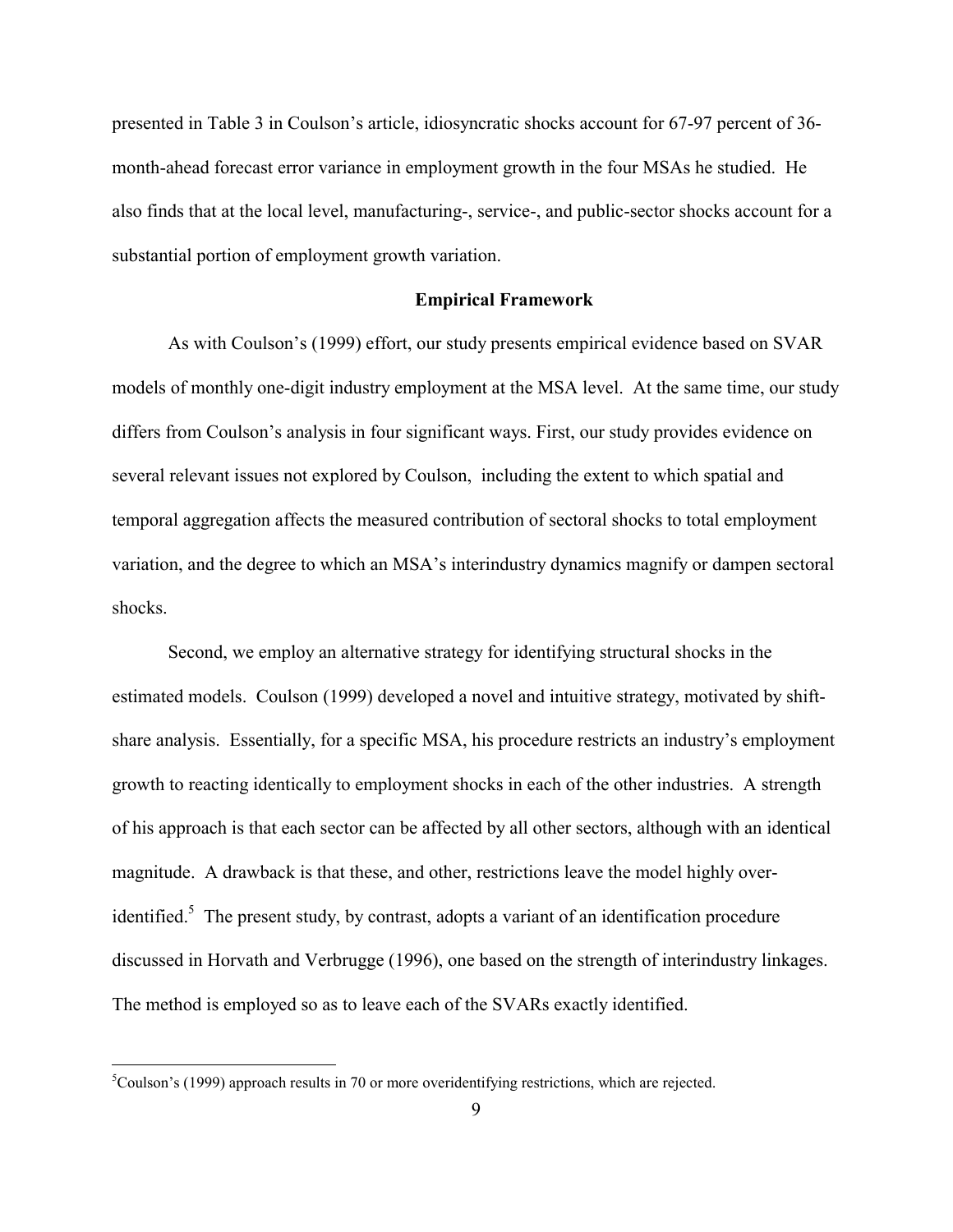presented in Table 3 in Coulson's article, idiosyncratic shocks account for 67-97 percent of 36-month-ahead forecast error variance in employment growth in the four MSAs he studied. He also finds that at the local level, manufacturing-, service-, and public-sector shocks account for a substantial portion of employment growth variation.

## Empirical Framework

As with Coulson's (1999) effort, our study presents empirical evidence based on SVAR models of monthly one-digit industry employment at the MSA level. At the same time, our study differs from Coulson's analysis in four significant ways. First, our study provides evidence on several relevant issues not explored by Coulson, including the extent to which spatial and temporal aggregation affects the measured contribution of sectoral shocks to total employment variation, and the degree to which an MSA's interindustry dynamics magnify or dampen sectoral shocks.

Second, we employ an alternative strategy for identifying structural shocks in the estimated models. Coulson (1999) developed a novel and intuitive strategy, motivated by shift-share analysis. Essentially, for a specific MSA, his procedure restricts an industry's employment growth to reacting identically to employment shocks in each of the other industries. A strength of his approach is that each sector can be affected by all other sectors, although with an identical magnitude. A drawback is that these, and other, restrictions leave the model highly over-identified.[5] The present study, by contrast, adopts a variant of an identification procedure discussed in Horvath and Verbrugge (1996), one based on the strength of interindustry linkages. The method is employed so as to leave each of the SVARs exactly identified.

---

[5]Coulson's (1999) approach results in 70 or more overidentifying restrictions, which are rejected.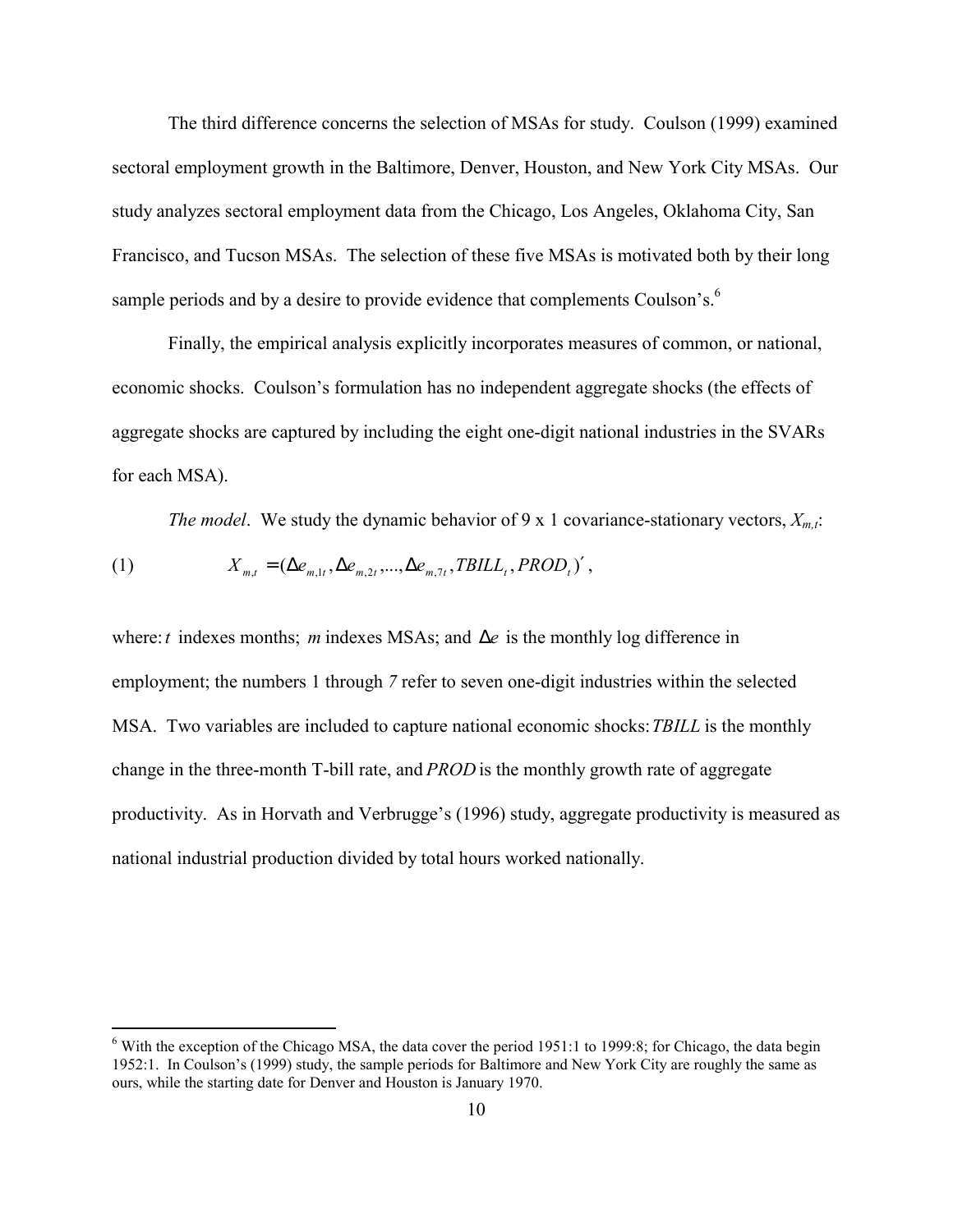The third difference concerns the selection of MSAs for study. Coulson (1999) examined sectoral employment growth in the Baltimore, Denver, Houston, and New York City MSAs. Our study analyzes sectoral employment data from the Chicago, Los Angeles, Oklahoma City, San Francisco, and Tucson MSAs. The selection of these five MSAs is motivated both by their long sample periods and by a desire to provide evidence that complements Coulson's.[6]

Finally, the empirical analysis explicitly incorporates measures of common, or national, economic shocks. Coulson's formulation has no independent aggregate shocks (the effects of aggregate shocks are captured by including the eight one-digit national industries in the SVARs for each MSA).

*The model*. We study the dynamic behavior of 9 x 1 covariance-stationary vectors, $X_{m,t}$:

$$X_{m,t} = (\Delta e_{m,1t}, \Delta e_{m,2t}, ..., \Delta e_{m,7t}, TBILL_t, PROD_t)' , \tag{1}$$

where: $t$ indexes months; $m$ indexes MSAs; and $\Delta e$ is the monthly log difference in employment; the numbers 1 through *7* refer to seven one-digit industries within the selected MSA. Two variables are included to capture national economic shocks: *TBILL* is the monthly change in the three-month T-bill rate, and *PROD* is the monthly growth rate of aggregate productivity. As in Horvath and Verbrugge's (1996) study, aggregate productivity is measured as national industrial production divided by total hours worked nationally.

[6] With the exception of the Chicago MSA, the data cover the period 1951:1 to 1999:8; for Chicago, the data begin 1952:1. In Coulson's (1999) study, the sample periods for Baltimore and New York City are roughly the same as ours, while the starting date for Denver and Houston is January 1970.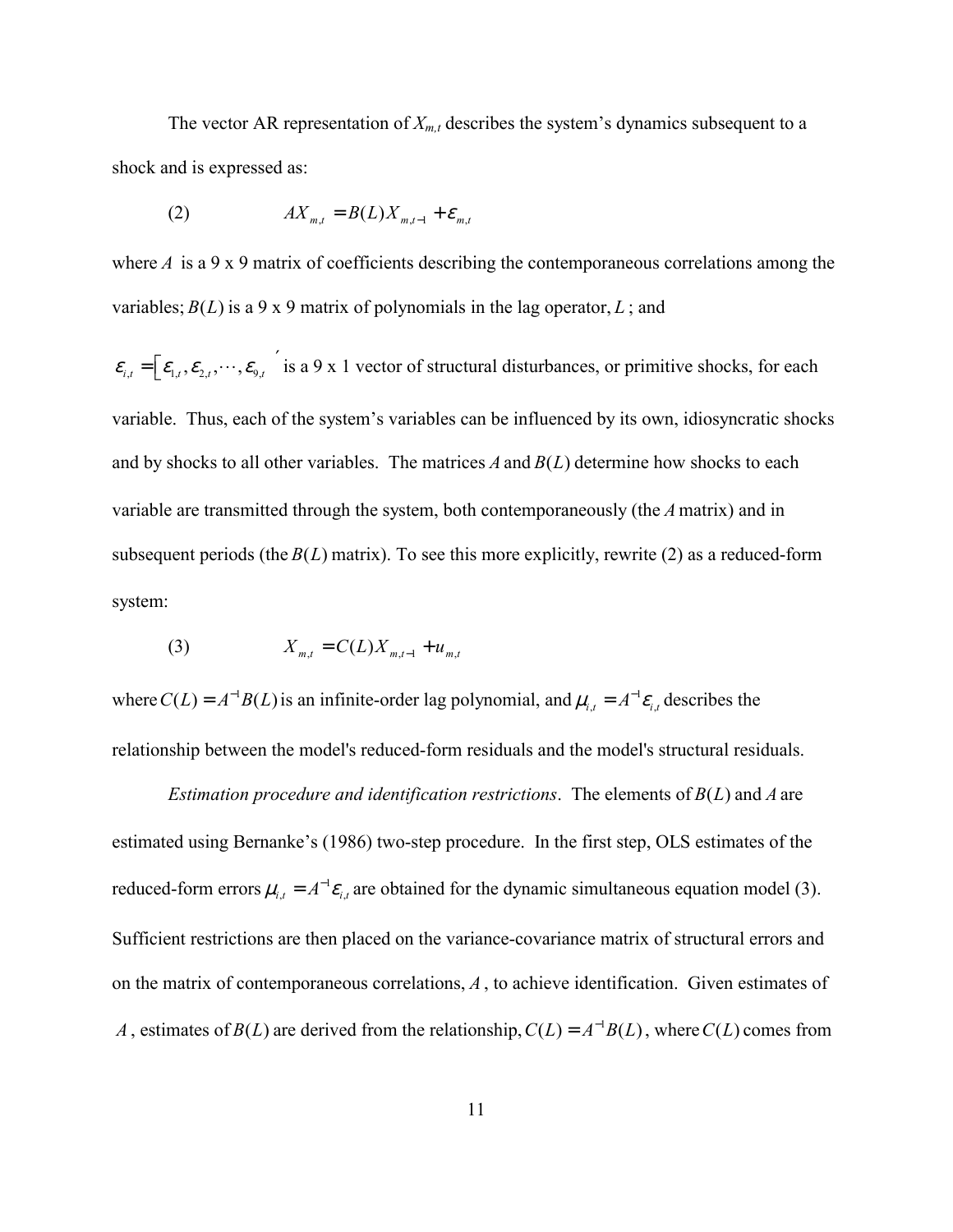The vector AR representation of $X_{m,t}$ describes the system's dynamics subsequent to a shock and is expressed as:

$$(2) \qquad AX_{m,t} = B(L)X_{m,t-1} + \varepsilon_{m,t}$$

where $A$ is a 9 x 9 matrix of coefficients describing the contemporaneous correlations among the variables; $B(L)$ is a 9 x 9 matrix of polynomials in the lag operator, $L$; and

$\varepsilon_{i,t} = \left[ \varepsilon_{1,t}, \varepsilon_{2,t}, \cdots, \varepsilon_{9,t} \right]'$ is a 9 x 1 vector of structural disturbances, or primitive shocks, for each variable. Thus, each of the system's variables can be influenced by its own, idiosyncratic shocks and by shocks to all other variables. The matrices $A$ and $B(L)$ determine how shocks to each variable are transmitted through the system, both contemporaneously (the $A$ matrix) and in subsequent periods (the $B(L)$ matrix). To see this more explicitly, rewrite (2) as a reduced-form system:

$$(3) \qquad X_{m,t} = C(L)X_{m,t-1} + u_{m,t}$$

where $C(L) = A^{-1}B(L)$ is an infinite-order lag polynomial, and $\mu_{i,t} = A^{-1}\varepsilon_{i,t}$ describes the relationship between the model's reduced-form residuals and the model's structural residuals.

*Estimation procedure and identification restrictions*. The elements of $B(L)$ and $A$ are estimated using Bernanke's (1986) two-step procedure. In the first step, OLS estimates of the reduced-form errors $\mu_{i,t} = A^{-1}\varepsilon_{i,t}$ are obtained for the dynamic simultaneous equation model (3). Sufficient restrictions are then placed on the variance-covariance matrix of structural errors and on the matrix of contemporaneous correlations, $A$, to achieve identification. Given estimates of $A$, estimates of $B(L)$ are derived from the relationship, $C(L) = A^{-1}B(L)$, where $C(L)$ comes from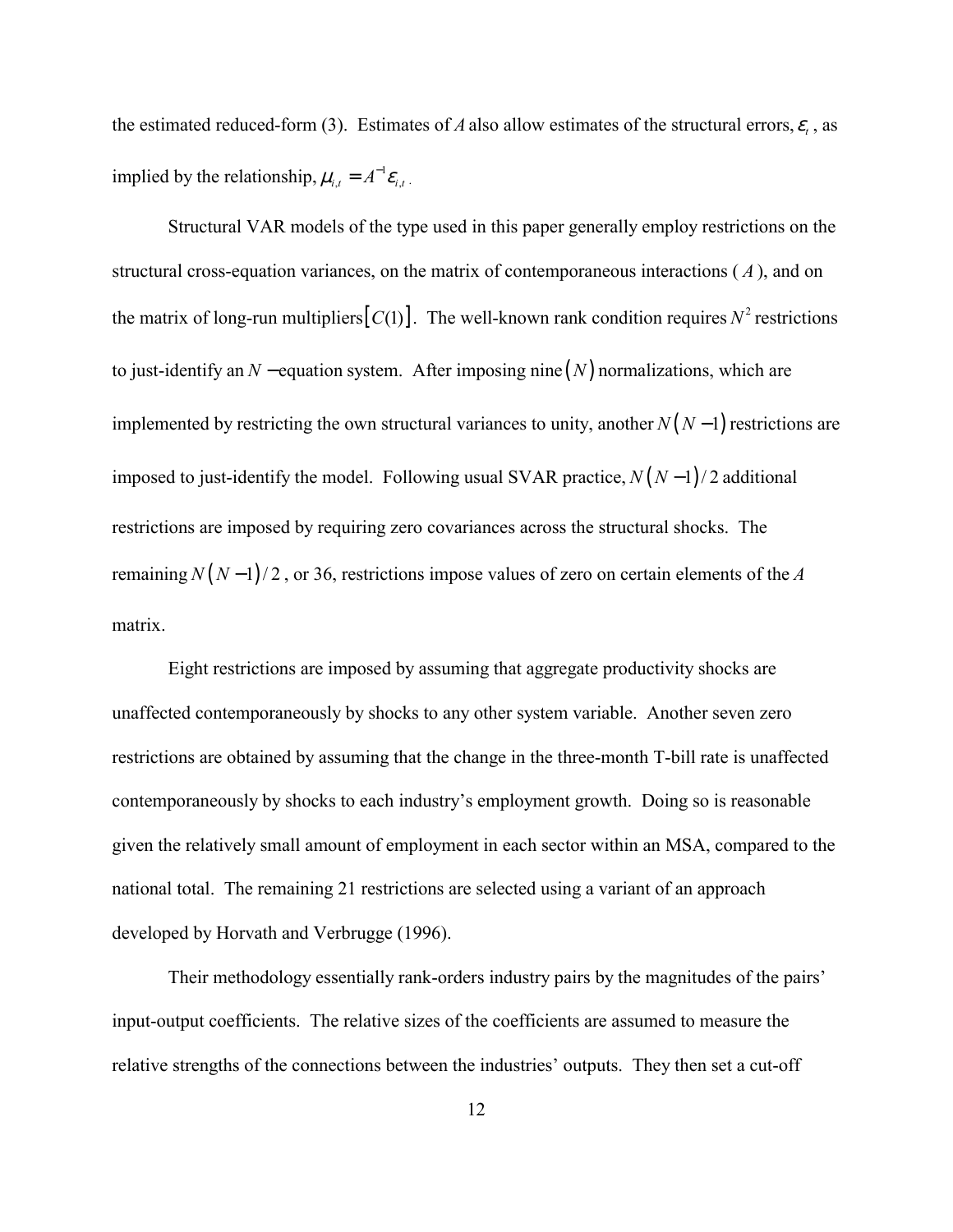the estimated reduced-form (3). Estimates of $A$ also allow estimates of the structural errors, $\varepsilon_t$ , as implied by the relationship, $\mu_{i,t} = A^{-1}\varepsilon_{i,t}$ .

Structural VAR models of the type used in this paper generally employ restrictions on the structural cross-equation variances, on the matrix of contemporaneous interactions ( $A$ ), and on the matrix of long-run multipliers $\left[C(1)\right]$. The well-known rank condition requires $N^2$ restrictions to just-identify an $N-$equation system. After imposing nine $(N)$ normalizations, which are implemented by restricting the own structural variances to unity, another $N(N-1)$ restrictions are imposed to just-identify the model. Following usual SVAR practice, $N(N-1)/2$ additional restrictions are imposed by requiring zero covariances across the structural shocks. The remaining $N(N-1)/2$ , or 36, restrictions impose values of zero on certain elements of the $A$ matrix.

Eight restrictions are imposed by assuming that aggregate productivity shocks are unaffected contemporaneously by shocks to any other system variable. Another seven zero restrictions are obtained by assuming that the change in the three-month T-bill rate is unaffected contemporaneously by shocks to each industry's employment growth. Doing so is reasonable given the relatively small amount of employment in each sector within an MSA, compared to the national total. The remaining 21 restrictions are selected using a variant of an approach developed by Horvath and Verbrugge (1996).

Their methodology essentially rank-orders industry pairs by the magnitudes of the pairs' input-output coefficients. The relative sizes of the coefficients are assumed to measure the relative strengths of the connections between the industries' outputs. They then set a cut-off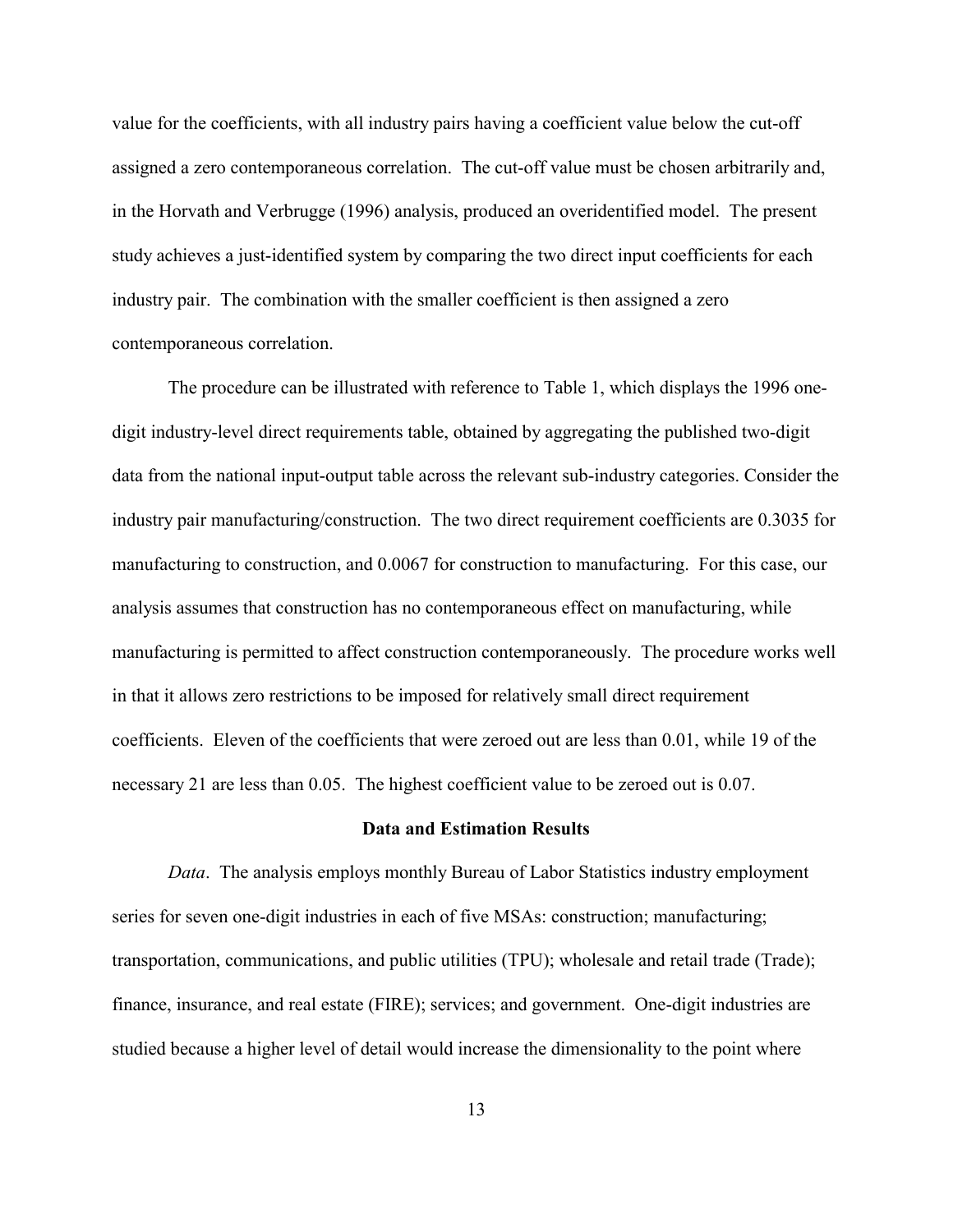value for the coefficients, with all industry pairs having a coefficient value below the cut-off assigned a zero contemporaneous correlation. The cut-off value must be chosen arbitrarily and, in the Horvath and Verbrugge (1996) analysis, produced an overidentified model. The present study achieves a just-identified system by comparing the two direct input coefficients for each industry pair. The combination with the smaller coefficient is then assigned a zero contemporaneous correlation.

The procedure can be illustrated with reference to Table 1, which displays the 1996 one-digit industry-level direct requirements table, obtained by aggregating the published two-digit data from the national input-output table across the relevant sub-industry categories. Consider the industry pair manufacturing/construction. The two direct requirement coefficients are 0.3035 for manufacturing to construction, and 0.0067 for construction to manufacturing. For this case, our analysis assumes that construction has no contemporaneous effect on manufacturing, while manufacturing is permitted to affect construction contemporaneously. The procedure works well in that it allows zero restrictions to be imposed for relatively small direct requirement coefficients. Eleven of the coefficients that were zeroed out are less than 0.01, while 19 of the necessary 21 are less than 0.05. The highest coefficient value to be zeroed out is 0.07.

## Data and Estimation Results

*Data*. The analysis employs monthly Bureau of Labor Statistics industry employment series for seven one-digit industries in each of five MSAs: construction; manufacturing; transportation, communications, and public utilities (TPU); wholesale and retail trade (Trade); finance, insurance, and real estate (FIRE); services; and government. One-digit industries are studied because a higher level of detail would increase the dimensionality to the point where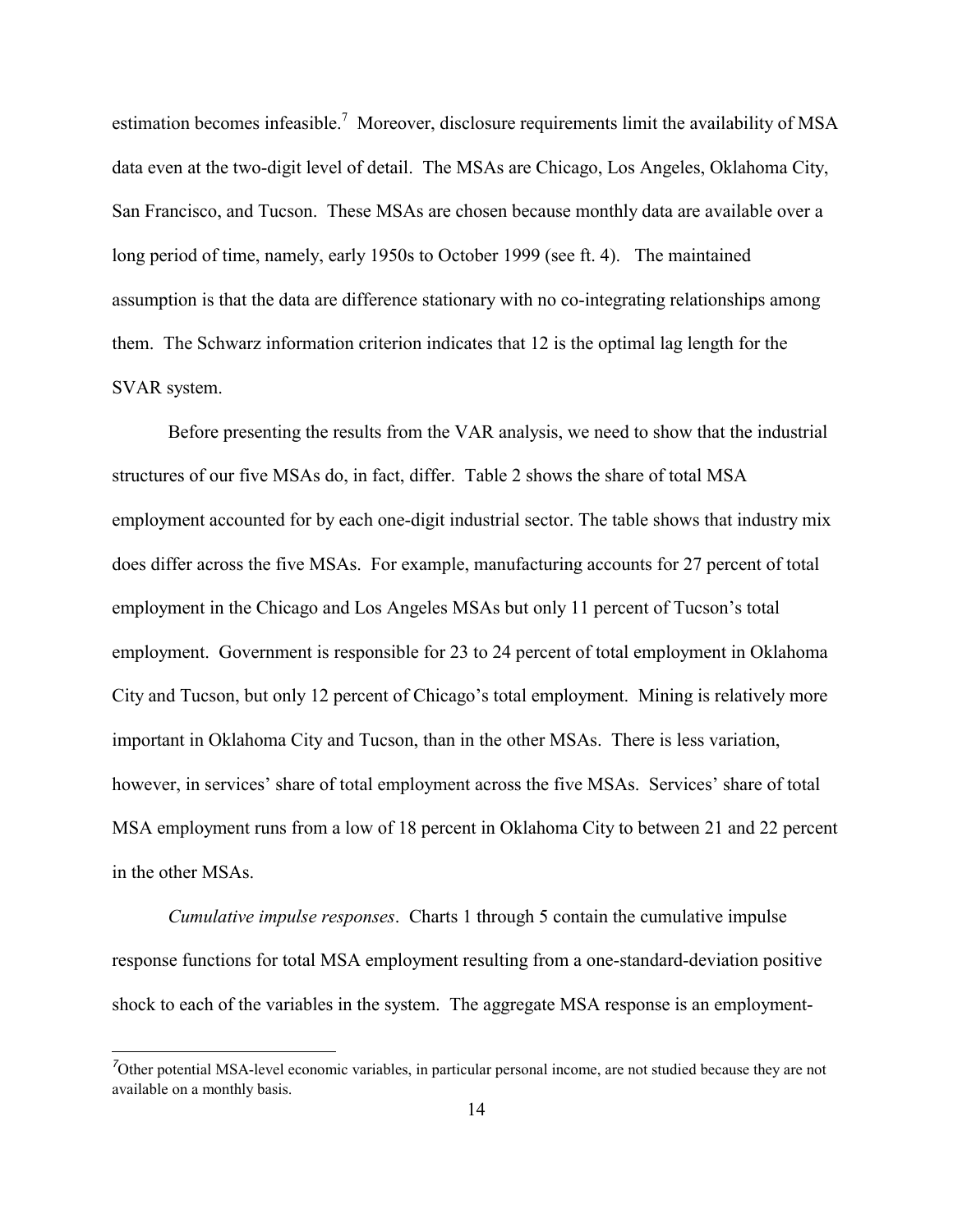estimation becomes infeasible.[7] Moreover, disclosure requirements limit the availability of MSA data even at the two-digit level of detail. The MSAs are Chicago, Los Angeles, Oklahoma City, San Francisco, and Tucson. These MSAs are chosen because monthly data are available over a long period of time, namely, early 1950s to October 1999 (see ft. 4). The maintained assumption is that the data are difference stationary with no co-integrating relationships among them. The Schwarz information criterion indicates that 12 is the optimal lag length for the SVAR system.

Before presenting the results from the VAR analysis, we need to show that the industrial structures of our five MSAs do, in fact, differ. Table 2 shows the share of total MSA employment accounted for by each one-digit industrial sector. The table shows that industry mix does differ across the five MSAs. For example, manufacturing accounts for 27 percent of total employment in the Chicago and Los Angeles MSAs but only 11 percent of Tucson's total employment. Government is responsible for 23 to 24 percent of total employment in Oklahoma City and Tucson, but only 12 percent of Chicago's total employment. Mining is relatively more important in Oklahoma City and Tucson, than in the other MSAs. There is less variation, however, in services' share of total employment across the five MSAs. Services' share of total MSA employment runs from a low of 18 percent in Oklahoma City to between 21 and 22 percent in the other MSAs.

*Cumulative impulse responses*. Charts 1 through 5 contain the cumulative impulse response functions for total MSA employment resulting from a one-standard-deviation positive shock to each of the variables in the system. The aggregate MSA response is an employment-

---

[7] Other potential MSA-level economic variables, in particular personal income, are not studied because they are not available on a monthly basis.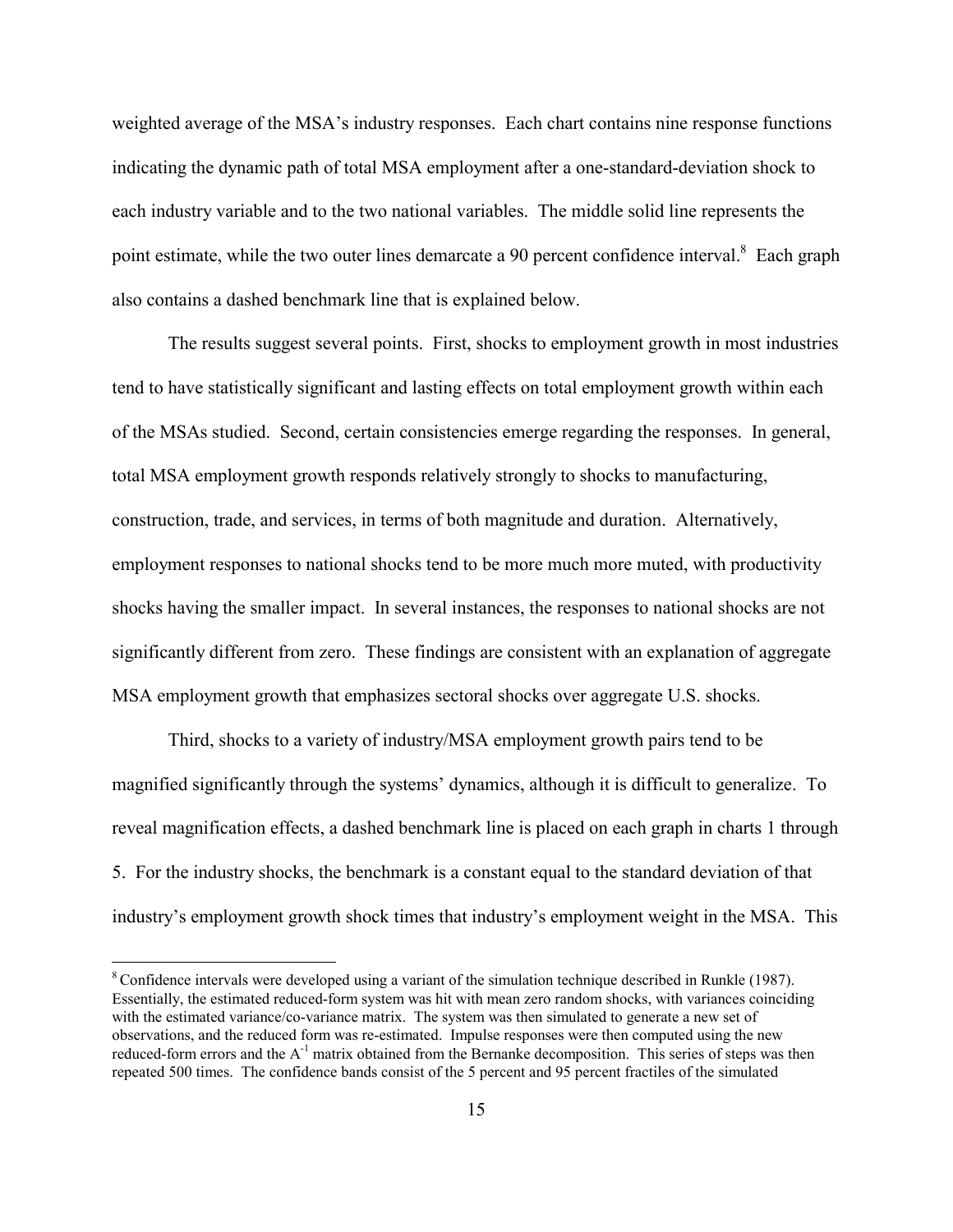weighted average of the MSA's industry responses. Each chart contains nine response functions indicating the dynamic path of total MSA employment after a one-standard-deviation shock to each industry variable and to the two national variables. The middle solid line represents the point estimate, while the two outer lines demarcate a 90 percent confidence interval.[8] Each graph also contains a dashed benchmark line that is explained below.

The results suggest several points. First, shocks to employment growth in most industries tend to have statistically significant and lasting effects on total employment growth within each of the MSAs studied. Second, certain consistencies emerge regarding the responses. In general, total MSA employment growth responds relatively strongly to shocks to manufacturing, construction, trade, and services, in terms of both magnitude and duration. Alternatively, employment responses to national shocks tend to be more much more muted, with productivity shocks having the smaller impact. In several instances, the responses to national shocks are not significantly different from zero. These findings are consistent with an explanation of aggregate MSA employment growth that emphasizes sectoral shocks over aggregate U.S. shocks.

Third, shocks to a variety of industry/MSA employment growth pairs tend to be magnified significantly through the systems' dynamics, although it is difficult to generalize. To reveal magnification effects, a dashed benchmark line is placed on each graph in charts 1 through 5. For the industry shocks, the benchmark is a constant equal to the standard deviation of that industry's employment growth shock times that industry's employment weight in the MSA. This

---

[8] Confidence intervals were developed using a variant of the simulation technique described in Runkle (1987). Essentially, the estimated reduced-form system was hit with mean zero random shocks, with variances coinciding with the estimated variance/co-variance matrix. The system was then simulated to generate a new set of observations, and the reduced form was re-estimated. Impulse responses were then computed using the new reduced-form errors and the $A^{-1}$ matrix obtained from the Bernanke decomposition. This series of steps was then repeated 500 times. The confidence bands consist of the 5 percent and 95 percent fractiles of the simulated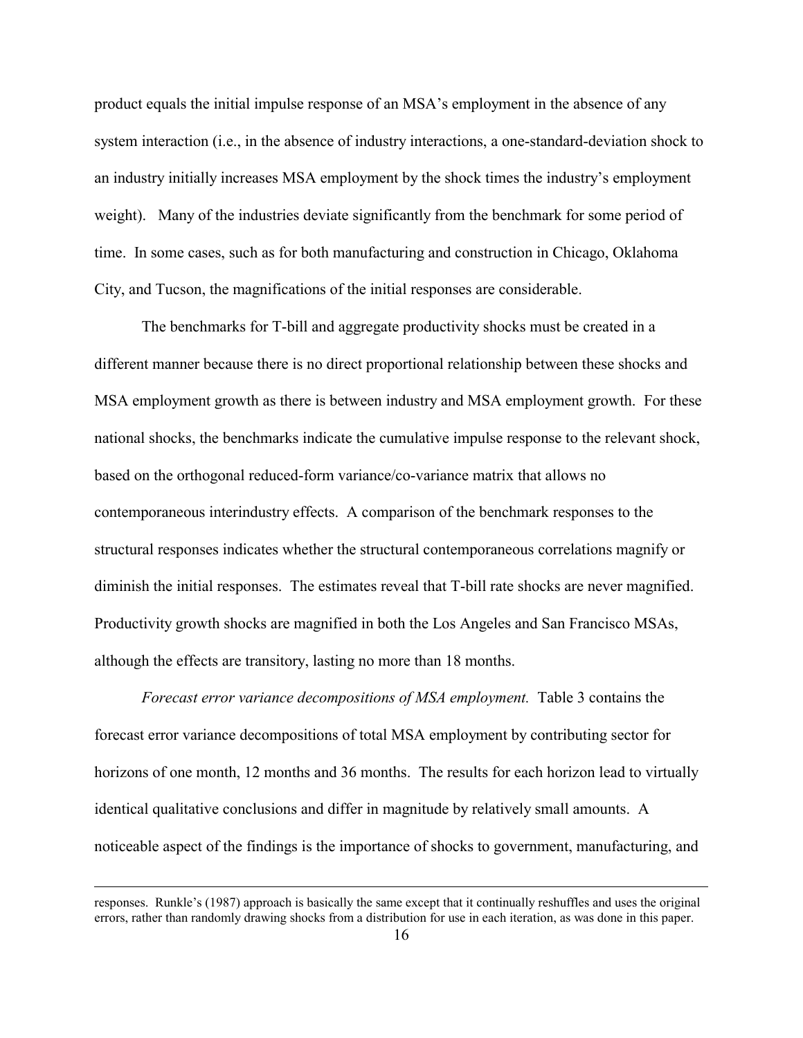product equals the initial impulse response of an MSA's employment in the absence of any system interaction (i.e., in the absence of industry interactions, a one-standard-deviation shock to an industry initially increases MSA employment by the shock times the industry's employment weight). Many of the industries deviate significantly from the benchmark for some period of time. In some cases, such as for both manufacturing and construction in Chicago, Oklahoma City, and Tucson, the magnifications of the initial responses are considerable.

The benchmarks for T-bill and aggregate productivity shocks must be created in a different manner because there is no direct proportional relationship between these shocks and MSA employment growth as there is between industry and MSA employment growth. For these national shocks, the benchmarks indicate the cumulative impulse response to the relevant shock, based on the orthogonal reduced-form variance/co-variance matrix that allows no contemporaneous interindustry effects. A comparison of the benchmark responses to the structural responses indicates whether the structural contemporaneous correlations magnify or diminish the initial responses. The estimates reveal that T-bill rate shocks are never magnified. Productivity growth shocks are magnified in both the Los Angeles and San Francisco MSAs, although the effects are transitory, lasting no more than 18 months.

*Forecast error variance decompositions of MSA employment.* Table 3 contains the forecast error variance decompositions of total MSA employment by contributing sector for horizons of one month, 12 months and 36 months. The results for each horizon lead to virtually identical qualitative conclusions and differ in magnitude by relatively small amounts. A noticeable aspect of the findings is the importance of shocks to government, manufacturing, and

---

responses. Runkle's (1987) approach is basically the same except that it continually reshuffles and uses the original errors, rather than randomly drawing shocks from a distribution for use in each iteration, as was done in this paper.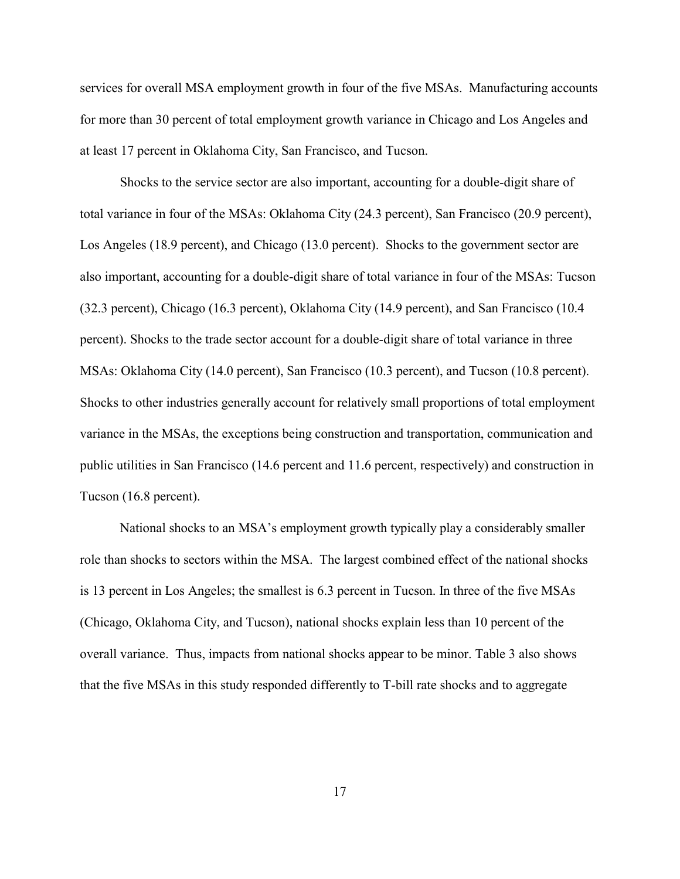services for overall MSA employment growth in four of the five MSAs. Manufacturing accounts for more than 30 percent of total employment growth variance in Chicago and Los Angeles and at least 17 percent in Oklahoma City, San Francisco, and Tucson.

Shocks to the service sector are also important, accounting for a double-digit share of total variance in four of the MSAs: Oklahoma City (24.3 percent), San Francisco (20.9 percent), Los Angeles (18.9 percent), and Chicago (13.0 percent). Shocks to the government sector are also important, accounting for a double-digit share of total variance in four of the MSAs: Tucson (32.3 percent), Chicago (16.3 percent), Oklahoma City (14.9 percent), and San Francisco (10.4 percent). Shocks to the trade sector account for a double-digit share of total variance in three MSAs: Oklahoma City (14.0 percent), San Francisco (10.3 percent), and Tucson (10.8 percent). Shocks to other industries generally account for relatively small proportions of total employment variance in the MSAs, the exceptions being construction and transportation, communication and public utilities in San Francisco (14.6 percent and 11.6 percent, respectively) and construction in Tucson (16.8 percent).

National shocks to an MSA's employment growth typically play a considerably smaller role than shocks to sectors within the MSA. The largest combined effect of the national shocks is 13 percent in Los Angeles; the smallest is 6.3 percent in Tucson. In three of the five MSAs (Chicago, Oklahoma City, and Tucson), national shocks explain less than 10 percent of the overall variance. Thus, impacts from national shocks appear to be minor. Table 3 also shows that the five MSAs in this study responded differently to T-bill rate shocks and to aggregate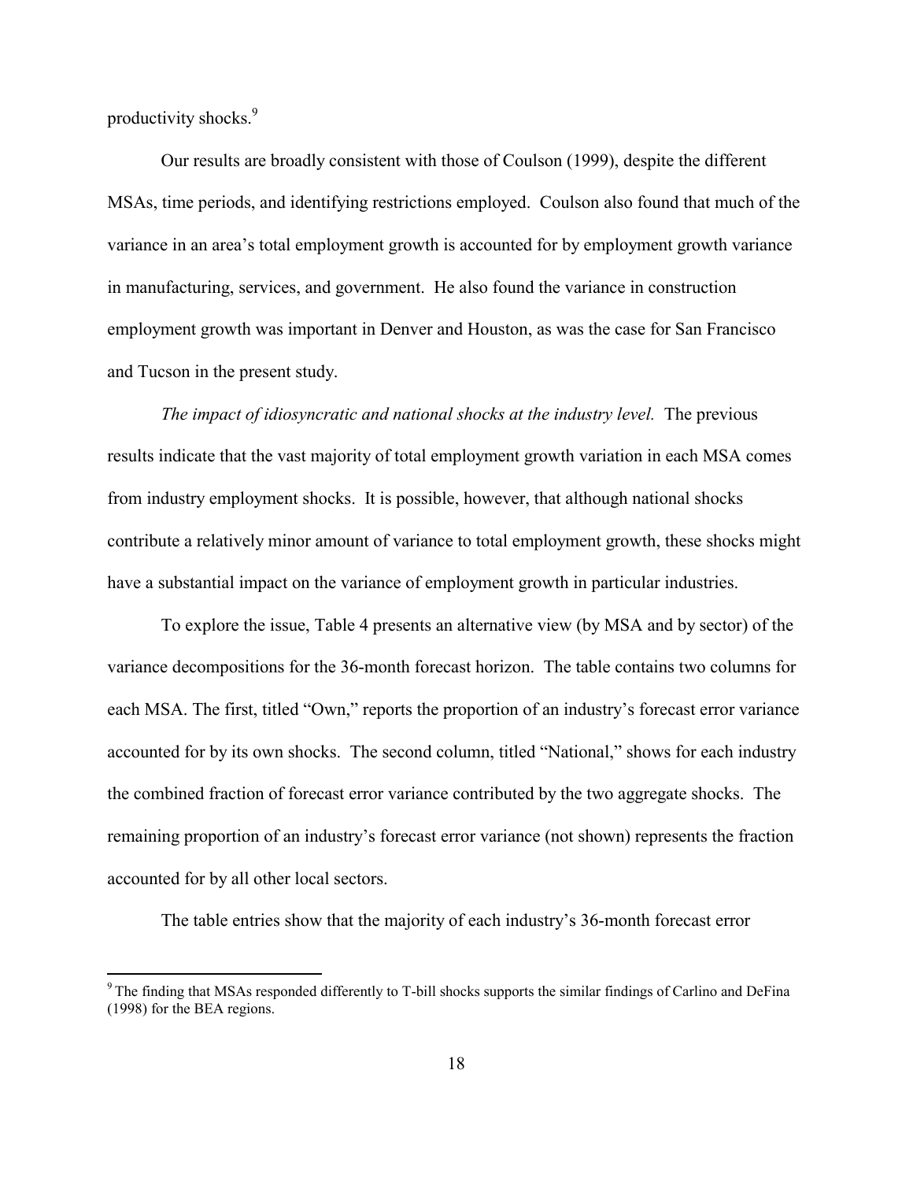productivity shocks.[9]

Our results are broadly consistent with those of Coulson (1999), despite the different MSAs, time periods, and identifying restrictions employed. Coulson also found that much of the variance in an area's total employment growth is accounted for by employment growth variance in manufacturing, services, and government. He also found the variance in construction employment growth was important in Denver and Houston, as was the case for San Francisco and Tucson in the present study.

*The impact of idiosyncratic and national shocks at the industry level.* The previous results indicate that the vast majority of total employment growth variation in each MSA comes from industry employment shocks. It is possible, however, that although national shocks contribute a relatively minor amount of variance to total employment growth, these shocks might have a substantial impact on the variance of employment growth in particular industries.

To explore the issue, Table 4 presents an alternative view (by MSA and by sector) of the variance decompositions for the 36-month forecast horizon. The table contains two columns for each MSA. The first, titled "Own," reports the proportion of an industry's forecast error variance accounted for by its own shocks. The second column, titled "National," shows for each industry the combined fraction of forecast error variance contributed by the two aggregate shocks. The remaining proportion of an industry's forecast error variance (not shown) represents the fraction accounted for by all other local sectors.

The table entries show that the majority of each industry's 36-month forecast error

[9] The finding that MSAs responded differently to T-bill shocks supports the similar findings of Carlino and DeFina (1998) for the BEA regions.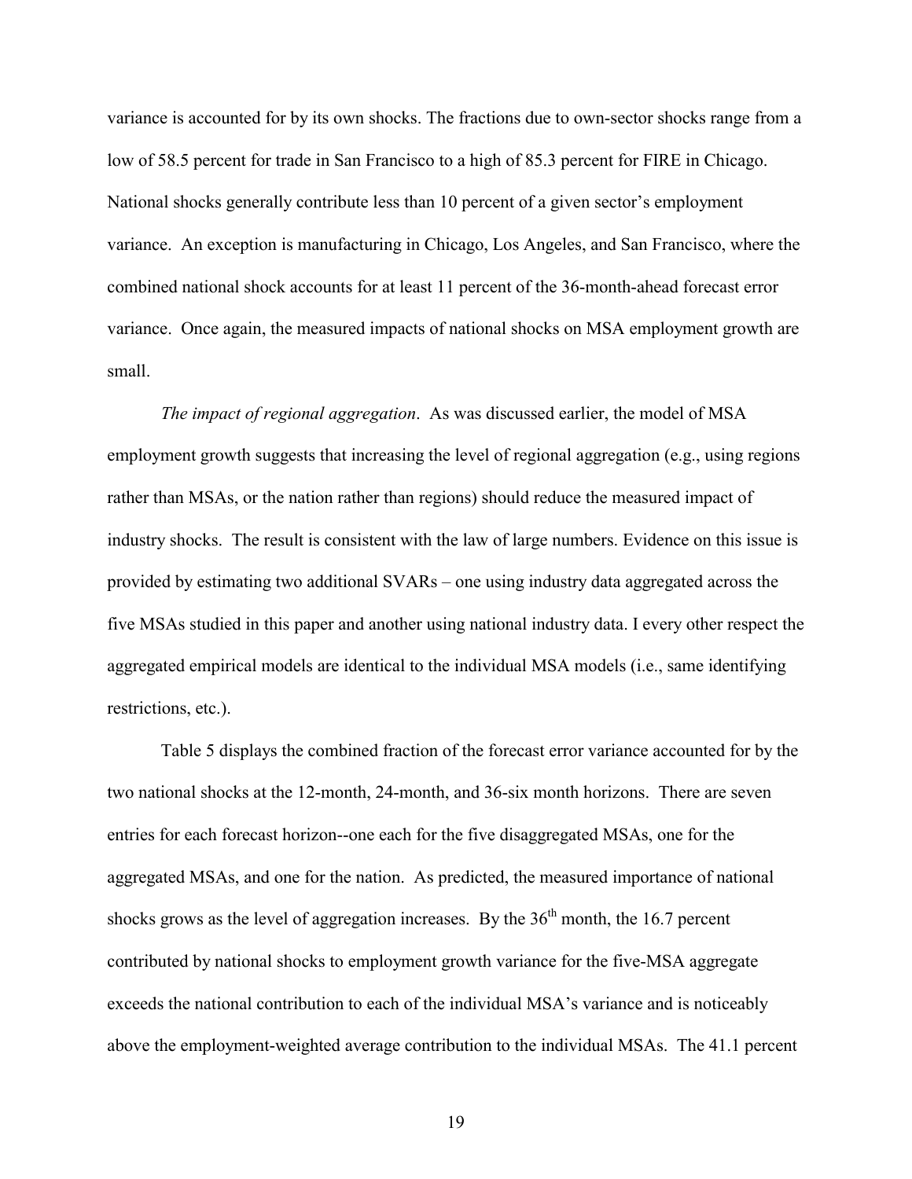variance is accounted for by its own shocks. The fractions due to own-sector shocks range from a low of 58.5 percent for trade in San Francisco to a high of 85.3 percent for FIRE in Chicago. National shocks generally contribute less than 10 percent of a given sector's employment variance. An exception is manufacturing in Chicago, Los Angeles, and San Francisco, where the combined national shock accounts for at least 11 percent of the 36-month-ahead forecast error variance. Once again, the measured impacts of national shocks on MSA employment growth are small.

*The impact of regional aggregation*. As was discussed earlier, the model of MSA employment growth suggests that increasing the level of regional aggregation (e.g., using regions rather than MSAs, or the nation rather than regions) should reduce the measured impact of industry shocks. The result is consistent with the law of large numbers. Evidence on this issue is provided by estimating two additional SVARs – one using industry data aggregated across the five MSAs studied in this paper and another using national industry data. I every other respect the aggregated empirical models are identical to the individual MSA models (i.e., same identifying restrictions, etc.).

Table 5 displays the combined fraction of the forecast error variance accounted for by the two national shocks at the 12-month, 24-month, and 36-six month horizons. There are seven entries for each forecast horizon--one each for the five disaggregated MSAs, one for the aggregated MSAs, and one for the nation. As predicted, the measured importance of national shocks grows as the level of aggregation increases. By the 36th month, the 16.7 percent contributed by national shocks to employment growth variance for the five-MSA aggregate exceeds the national contribution to each of the individual MSA's variance and is noticeably above the employment-weighted average contribution to the individual MSAs. The 41.1 percent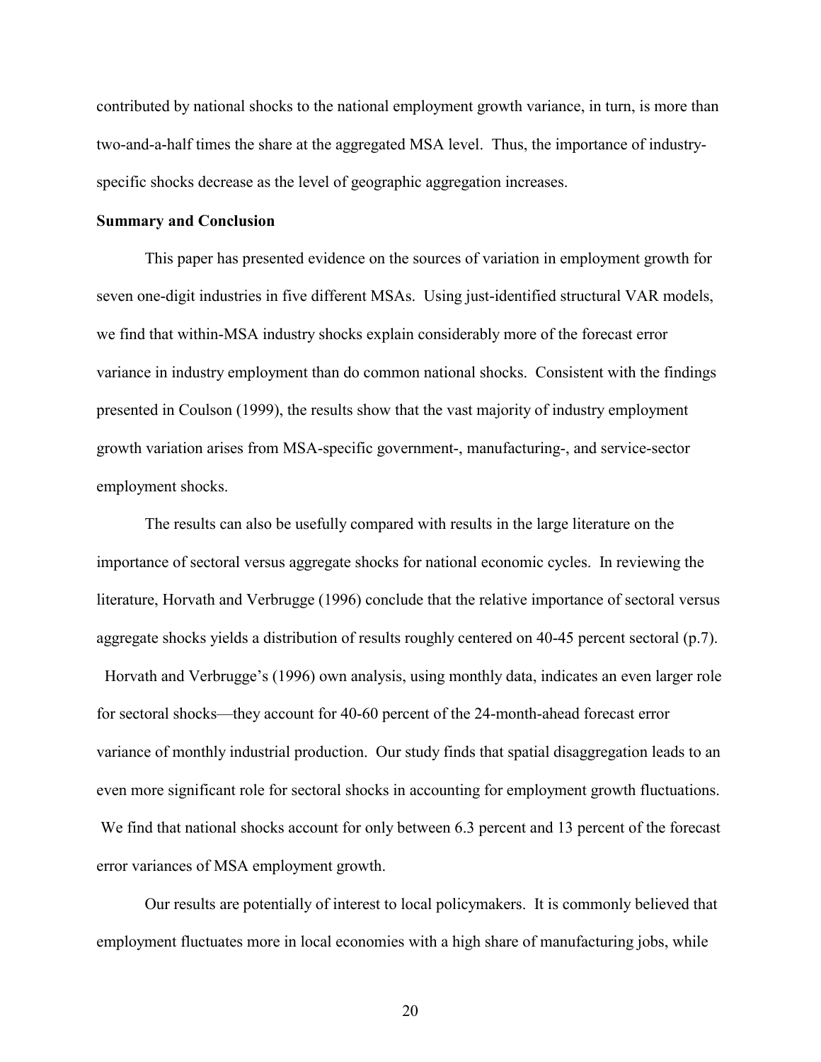contributed by national shocks to the national employment growth variance, in turn, is more than two-and-a-half times the share at the aggregated MSA level. Thus, the importance of industry-specific shocks decrease as the level of geographic aggregation increases.

**Summary and Conclusion**

This paper has presented evidence on the sources of variation in employment growth for seven one-digit industries in five different MSAs. Using just-identified structural VAR models, we find that within-MSA industry shocks explain considerably more of the forecast error variance in industry employment than do common national shocks. Consistent with the findings presented in Coulson (1999), the results show that the vast majority of industry employment growth variation arises from MSA-specific government-, manufacturing-, and service-sector employment shocks.

The results can also be usefully compared with results in the large literature on the importance of sectoral versus aggregate shocks for national economic cycles. In reviewing the literature, Horvath and Verbrugge (1996) conclude that the relative importance of sectoral versus aggregate shocks yields a distribution of results roughly centered on 40-45 percent sectoral (p.7). Horvath and Verbrugge's (1996) own analysis, using monthly data, indicates an even larger role for sectoral shocks—they account for 40-60 percent of the 24-month-ahead forecast error variance of monthly industrial production. Our study finds that spatial disaggregation leads to an even more significant role for sectoral shocks in accounting for employment growth fluctuations. We find that national shocks account for only between 6.3 percent and 13 percent of the forecast error variances of MSA employment growth.

Our results are potentially of interest to local policymakers. It is commonly believed that employment fluctuates more in local economies with a high share of manufacturing jobs, while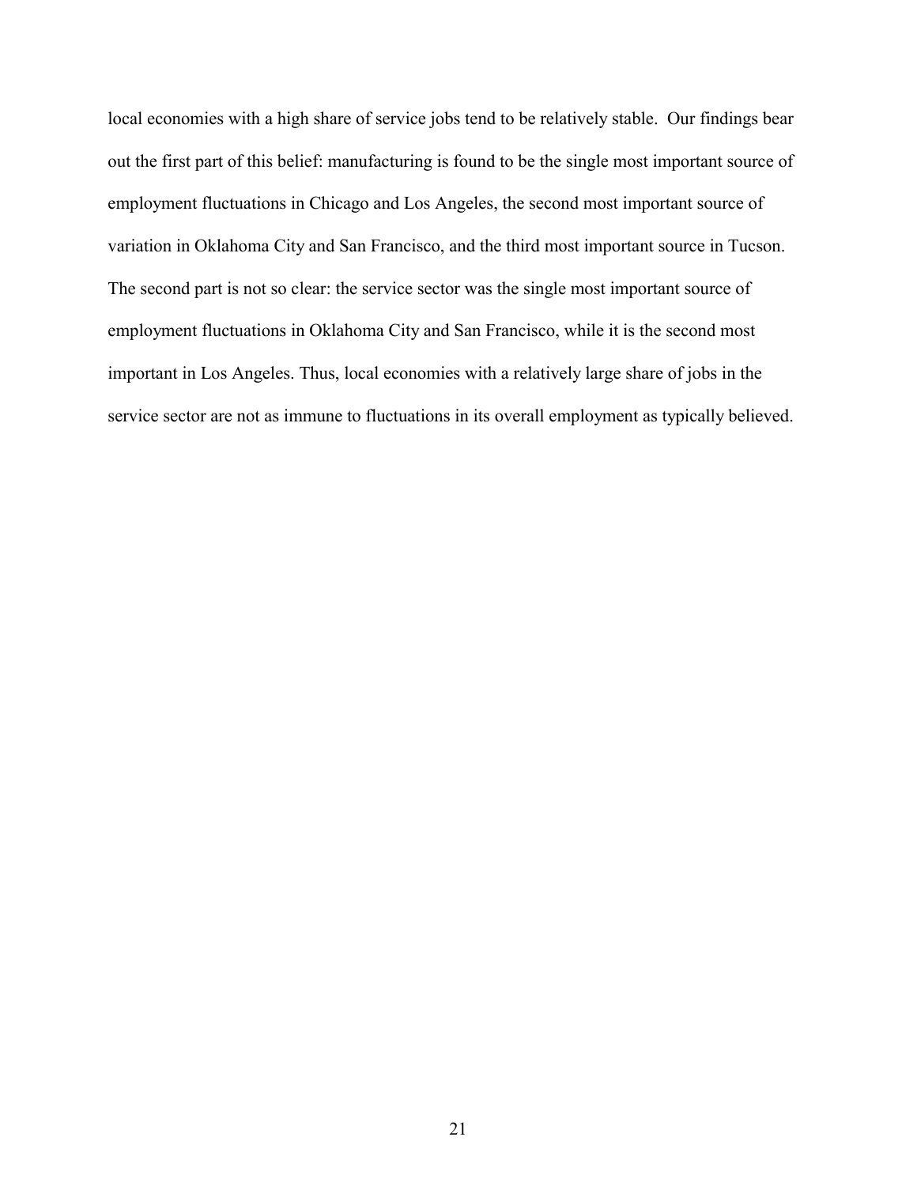local economies with a high share of service jobs tend to be relatively stable. Our findings bear out the first part of this belief: manufacturing is found to be the single most important source of employment fluctuations in Chicago and Los Angeles, the second most important source of variation in Oklahoma City and San Francisco, and the third most important source in Tucson. The second part is not so clear: the service sector was the single most important source of employment fluctuations in Oklahoma City and San Francisco, while it is the second most important in Los Angeles. Thus, local economies with a relatively large share of jobs in the service sector are not as immune to fluctuations in its overall employment as typically believed.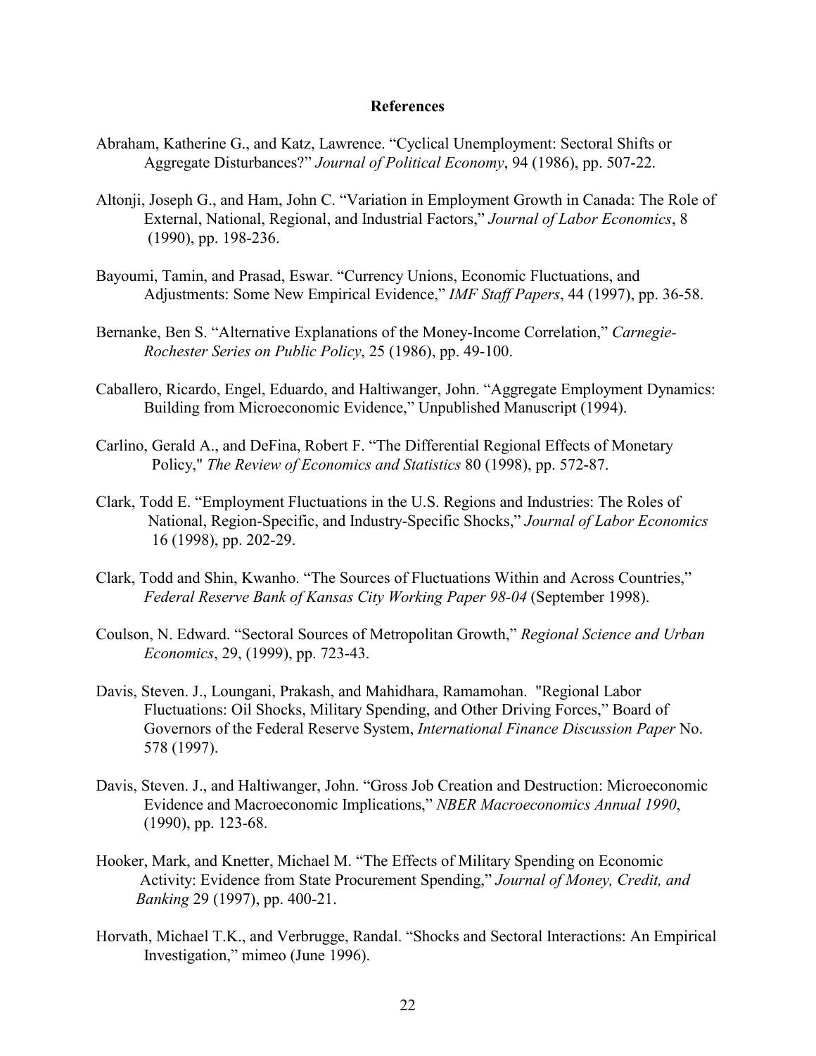## References

Abraham, Katherine G., and Katz, Lawrence. "Cyclical Unemployment: Sectoral Shifts or Aggregate Disturbances?" *Journal of Political Economy*, 94 (1986), pp. 507-22.

Altonji, Joseph G., and Ham, John C. "Variation in Employment Growth in Canada: The Role of External, National, Regional, and Industrial Factors," *Journal of Labor Economics*, 8 (1990), pp. 198-236.

Bayoumi, Tamin, and Prasad, Eswar. "Currency Unions, Economic Fluctuations, and Adjustments: Some New Empirical Evidence," *IMF Staff Papers*, 44 (1997), pp. 36-58.

Bernanke, Ben S. "Alternative Explanations of the Money-Income Correlation," *Carnegie-Rochester Series on Public Policy*, 25 (1986), pp. 49-100.

Caballero, Ricardo, Engel, Eduardo, and Haltiwanger, John. "Aggregate Employment Dynamics: Building from Microeconomic Evidence," Unpublished Manuscript (1994).

Carlino, Gerald A., and DeFina, Robert F. "The Differential Regional Effects of Monetary Policy," *The Review of Economics and Statistics* 80 (1998), pp. 572-87.

Clark, Todd E. "Employment Fluctuations in the U.S. Regions and Industries: The Roles of National, Region-Specific, and Industry-Specific Shocks," *Journal of Labor Economics* 16 (1998), pp. 202-29.

Clark, Todd and Shin, Kwanho. "The Sources of Fluctuations Within and Across Countries," *Federal Reserve Bank of Kansas City Working Paper 98-04* (September 1998).

Coulson, N. Edward. "Sectoral Sources of Metropolitan Growth," *Regional Science and Urban Economics*, 29, (1999), pp. 723-43.

Davis, Steven. J., Loungani, Prakash, and Mahidhara, Ramamohan. "Regional Labor Fluctuations: Oil Shocks, Military Spending, and Other Driving Forces," Board of Governors of the Federal Reserve System, *International Finance Discussion Paper* No. 578 (1997).

Davis, Steven. J., and Haltiwanger, John. "Gross Job Creation and Destruction: Microeconomic Evidence and Macroeconomic Implications," *NBER Macroeconomics Annual 1990*, (1990), pp. 123-68.

Hooker, Mark, and Knetter, Michael M. "The Effects of Military Spending on Economic Activity: Evidence from State Procurement Spending," *Journal of Money, Credit, and Banking* 29 (1997), pp. 400-21.

Horvath, Michael T.K., and Verbrugge, Randal. "Shocks and Sectoral Interactions: An Empirical Investigation," mimeo (June 1996).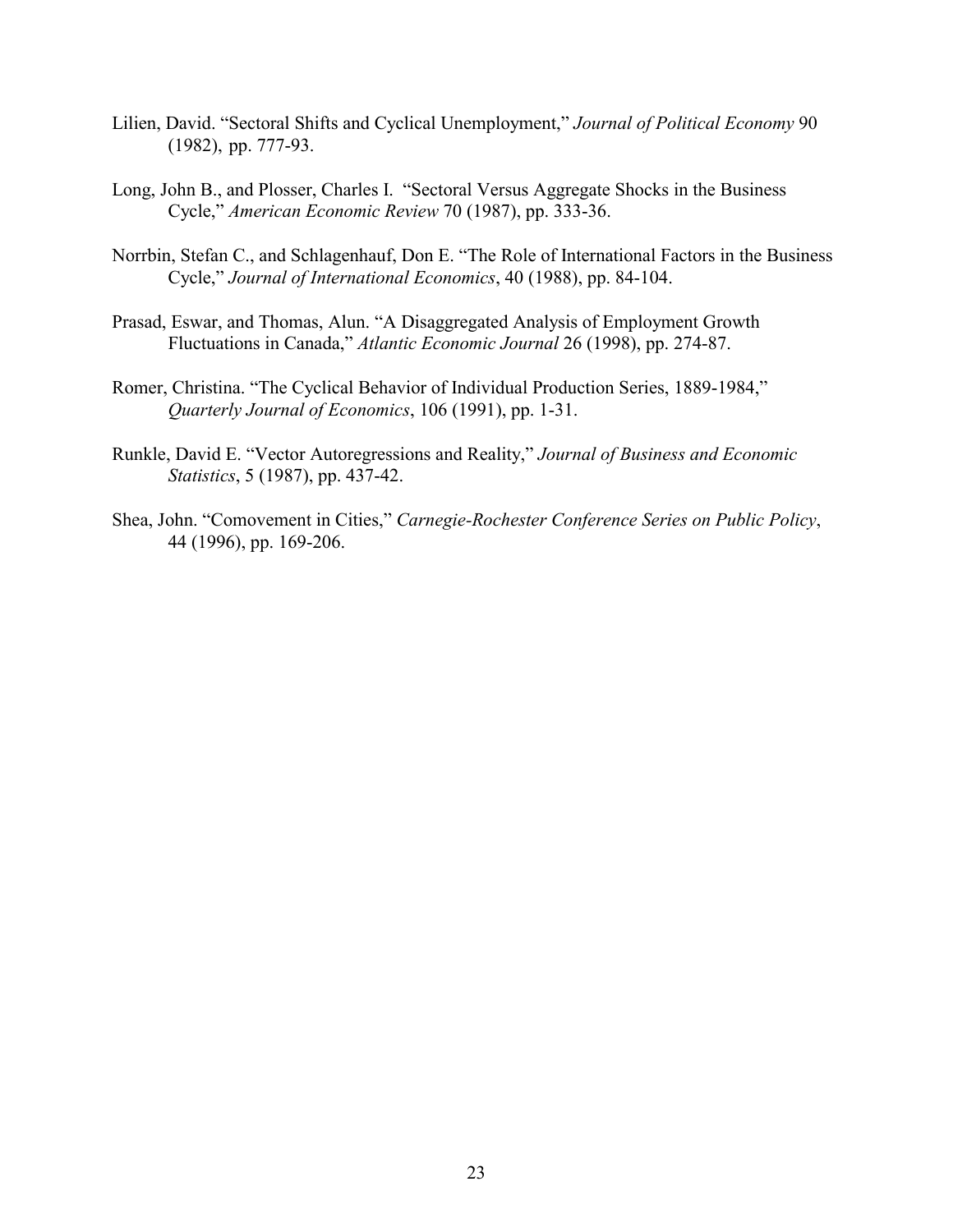Lilien, David. "Sectoral Shifts and Cyclical Unemployment," *Journal of Political Economy* 90 (1982), pp. 777-93.

Long, John B., and Plosser, Charles I. "Sectoral Versus Aggregate Shocks in the Business Cycle," *American Economic Review* 70 (1987), pp. 333-36.

Norrbin, Stefan C., and Schlagenhauf, Don E. "The Role of International Factors in the Business Cycle," *Journal of International Economics*, 40 (1988), pp. 84-104.

Prasad, Eswar, and Thomas, Alun. "A Disaggregated Analysis of Employment Growth Fluctuations in Canada," *Atlantic Economic Journal* 26 (1998), pp. 274-87.

Romer, Christina. "The Cyclical Behavior of Individual Production Series, 1889-1984," *Quarterly Journal of Economics*, 106 (1991), pp. 1-31.

Runkle, David E. "Vector Autoregressions and Reality," *Journal of Business and Economic Statistics*, 5 (1987), pp. 437-42.

Shea, John. "Comovement in Cities," *Carnegie-Rochester Conference Series on Public Policy*, 44 (1996), pp. 169-206.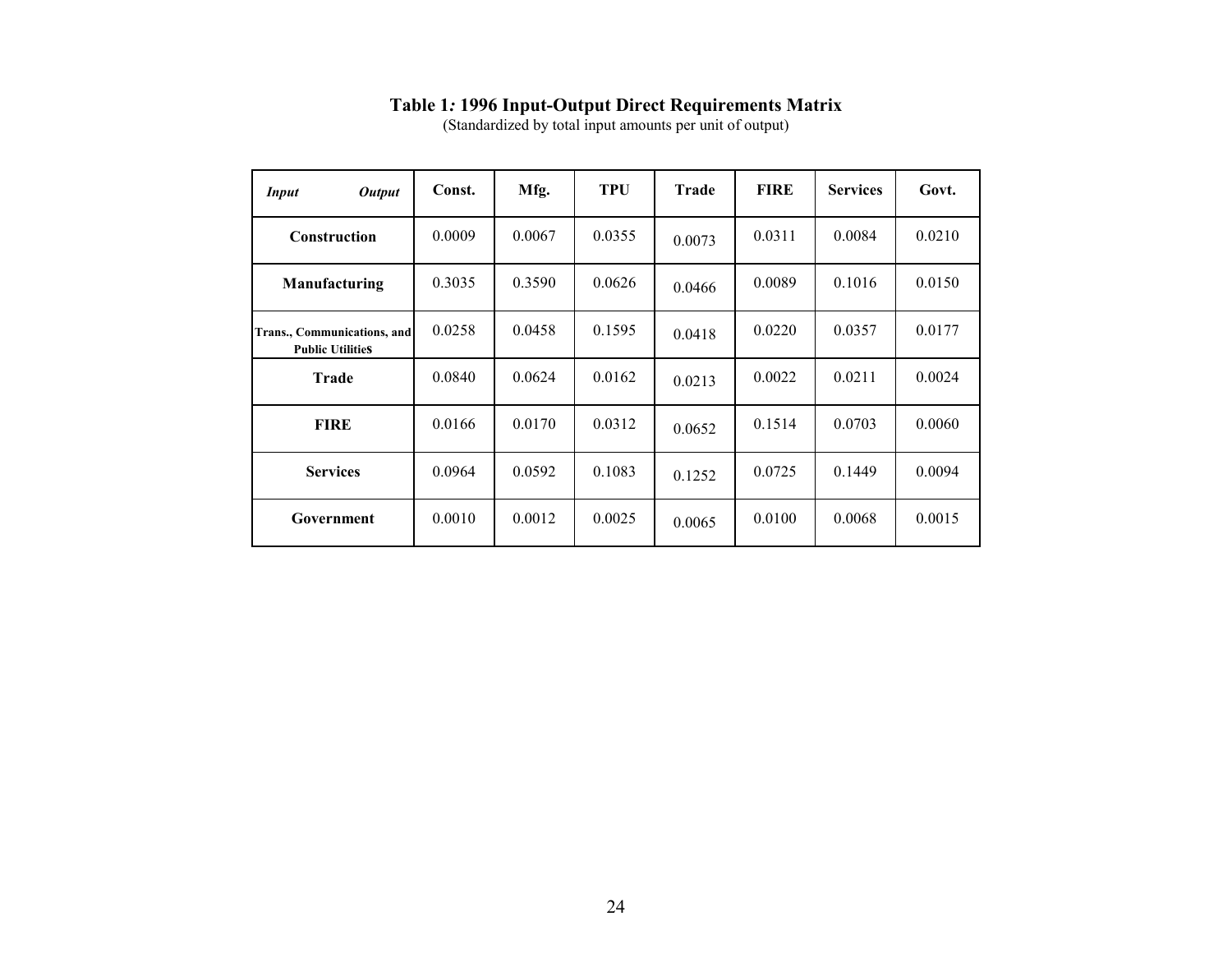**Table 1: 1996 Input-Output Direct Requirements Matrix**
(Standardized by total input amounts per unit of output)

| *Input* / *Output* | Const. | Mfg. | TPU | Trade | FIRE | Services | Govt. |
|---|---|---|---|---|---|---|---|
| **Construction** | 0.0009 | 0.0067 | 0.0355 | 0.0073 | 0.0311 | 0.0084 | 0.0210 |
| **Manufacturing** | 0.3035 | 0.3590 | 0.0626 | 0.0466 | 0.0089 | 0.1016 | 0.0150 |
| **Trans., Communications, and Public Utilities** | 0.0258 | 0.0458 | 0.1595 | 0.0418 | 0.0220 | 0.0357 | 0.0177 |
| **Trade** | 0.0840 | 0.0624 | 0.0162 | 0.0213 | 0.0022 | 0.0211 | 0.0024 |
| **FIRE** | 0.0166 | 0.0170 | 0.0312 | 0.0652 | 0.1514 | 0.0703 | 0.0060 |
| **Services** | 0.0964 | 0.0592 | 0.1083 | 0.1252 | 0.0725 | 0.1449 | 0.0094 |
| **Government** | 0.0010 | 0.0012 | 0.0025 | 0.0065 | 0.0100 | 0.0068 | 0.0015 |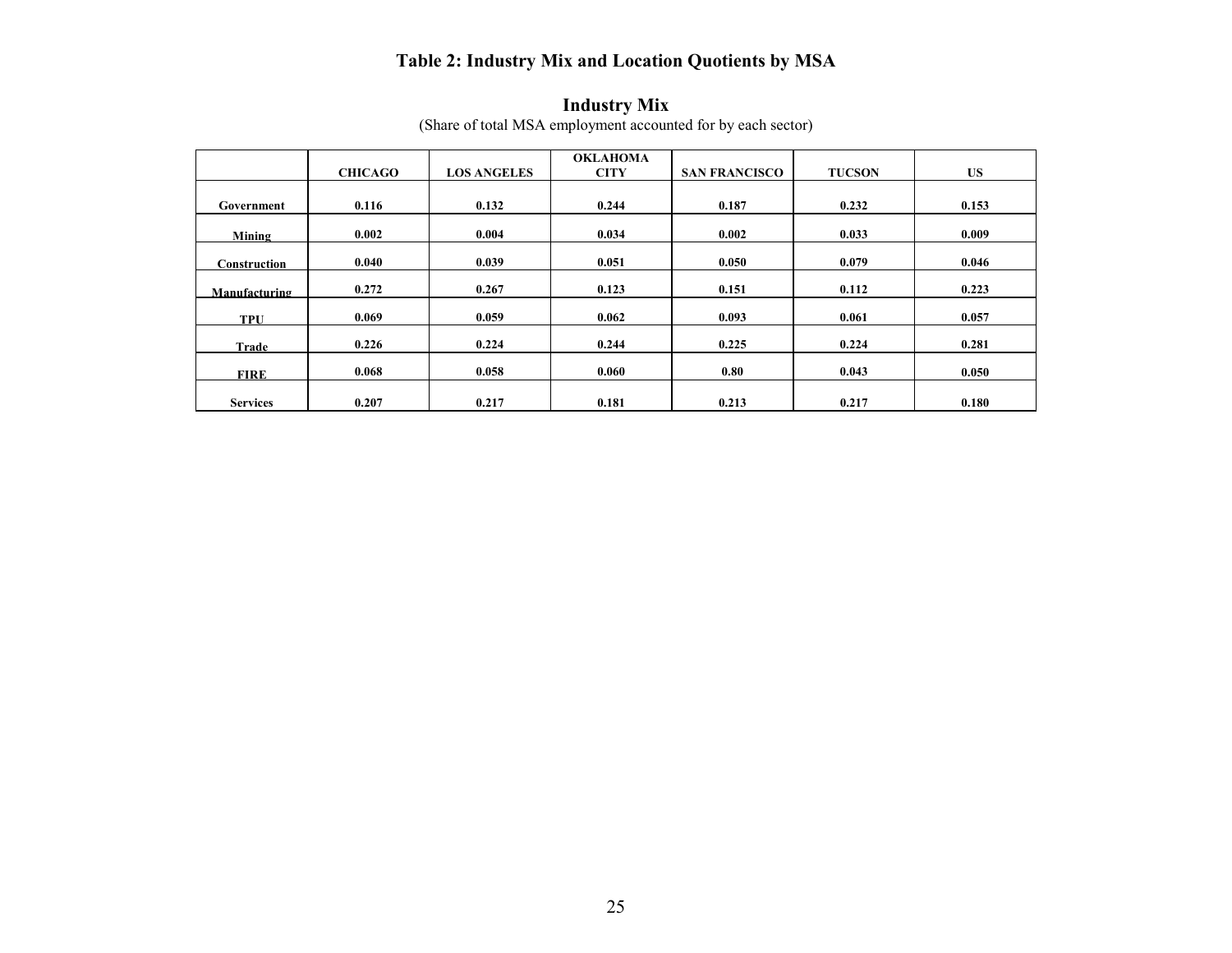# Table 2: Industry Mix and Location Quotients by MSA

## Industry Mix

(Share of total MSA employment accounted for by each sector)

| | CHICAGO | LOS ANGELES | OKLAHOMA CITY | SAN FRANCISCO | TUCSON | US |
|---|---|---|---|---|---|---|
| Government | 0.116 | 0.132 | 0.244 | 0.187 | 0.232 | 0.153 |
| Mining | 0.002 | 0.004 | 0.034 | 0.002 | 0.033 | 0.009 |
| Construction | 0.040 | 0.039 | 0.051 | 0.050 | 0.079 | 0.046 |
| Manufacturing | 0.272 | 0.267 | 0.123 | 0.151 | 0.112 | 0.223 |
| TPU | 0.069 | 0.059 | 0.062 | 0.093 | 0.061 | 0.057 |
| Trade | 0.226 | 0.224 | 0.244 | 0.225 | 0.224 | 0.281 |
| FIRE | 0.068 | 0.058 | 0.060 | 0.80 | 0.043 | 0.050 |
| Services | 0.207 | 0.217 | 0.181 | 0.213 | 0.217 | 0.180 |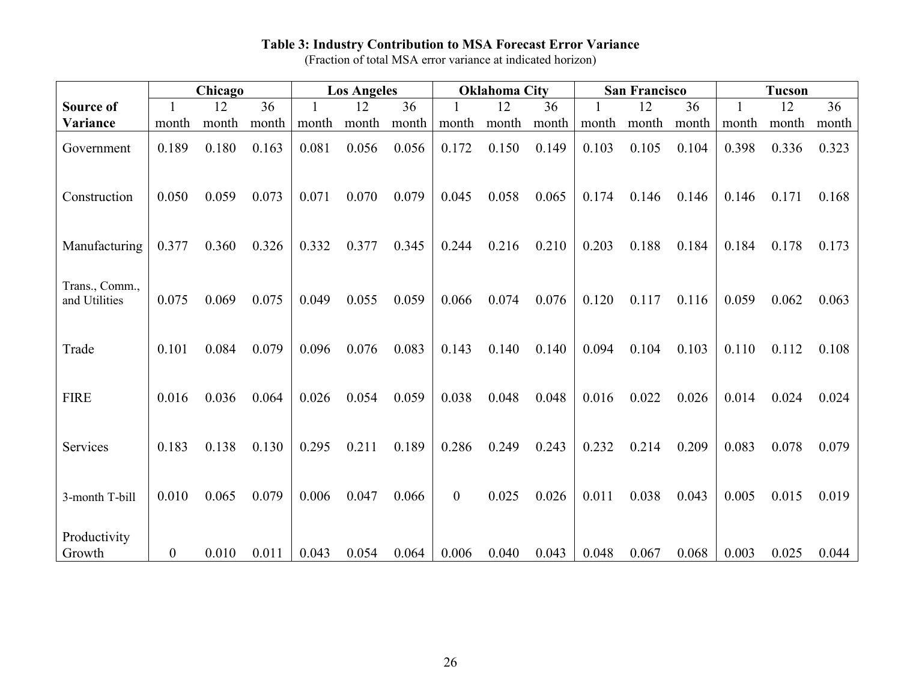**Table 3: Industry Contribution to MSA Forecast Error Variance**
(Fraction of total MSA error variance at indicated horizon)

| | Chicago | | | Los Angeles | | | Oklahoma City | | | San Francisco | | | Tucson | | |
|---|---|---|---|---|---|---|---|---|---|---|---|---|---|---|---|
| **Source of Variance** | 1 month | 12 month | 36 month | 1 month | 12 month | 36 month | 1 month | 12 month | 36 month | 1 month | 12 month | 36 month | 1 month | 12 month | 36 month |
| Government | 0.189 | 0.180 | 0.163 | 0.081 | 0.056 | 0.056 | 0.172 | 0.150 | 0.149 | 0.103 | 0.105 | 0.104 | 0.398 | 0.336 | 0.323 |
| Construction | 0.050 | 0.059 | 0.073 | 0.071 | 0.070 | 0.079 | 0.045 | 0.058 | 0.065 | 0.174 | 0.146 | 0.146 | 0.146 | 0.171 | 0.168 |
| Manufacturing | 0.377 | 0.360 | 0.326 | 0.332 | 0.377 | 0.345 | 0.244 | 0.216 | 0.210 | 0.203 | 0.188 | 0.184 | 0.184 | 0.178 | 0.173 |
| Trans., Comm., and Utilities | 0.075 | 0.069 | 0.075 | 0.049 | 0.055 | 0.059 | 0.066 | 0.074 | 0.076 | 0.120 | 0.117 | 0.116 | 0.059 | 0.062 | 0.063 |
| Trade | 0.101 | 0.084 | 0.079 | 0.096 | 0.076 | 0.083 | 0.143 | 0.140 | 0.140 | 0.094 | 0.104 | 0.103 | 0.110 | 0.112 | 0.108 |
| FIRE | 0.016 | 0.036 | 0.064 | 0.026 | 0.054 | 0.059 | 0.038 | 0.048 | 0.048 | 0.016 | 0.022 | 0.026 | 0.014 | 0.024 | 0.024 |
| Services | 0.183 | 0.138 | 0.130 | 0.295 | 0.211 | 0.189 | 0.286 | 0.249 | 0.243 | 0.232 | 0.214 | 0.209 | 0.083 | 0.078 | 0.079 |
| 3-month T-bill | 0.010 | 0.065 | 0.079 | 0.006 | 0.047 | 0.066 | 0 | 0.025 | 0.026 | 0.011 | 0.038 | 0.043 | 0.005 | 0.015 | 0.019 |
| Productivity Growth | 0 | 0.010 | 0.011 | 0.043 | 0.054 | 0.064 | 0.006 | 0.040 | 0.043 | 0.048 | 0.067 | 0.068 | 0.003 | 0.025 | 0.044 |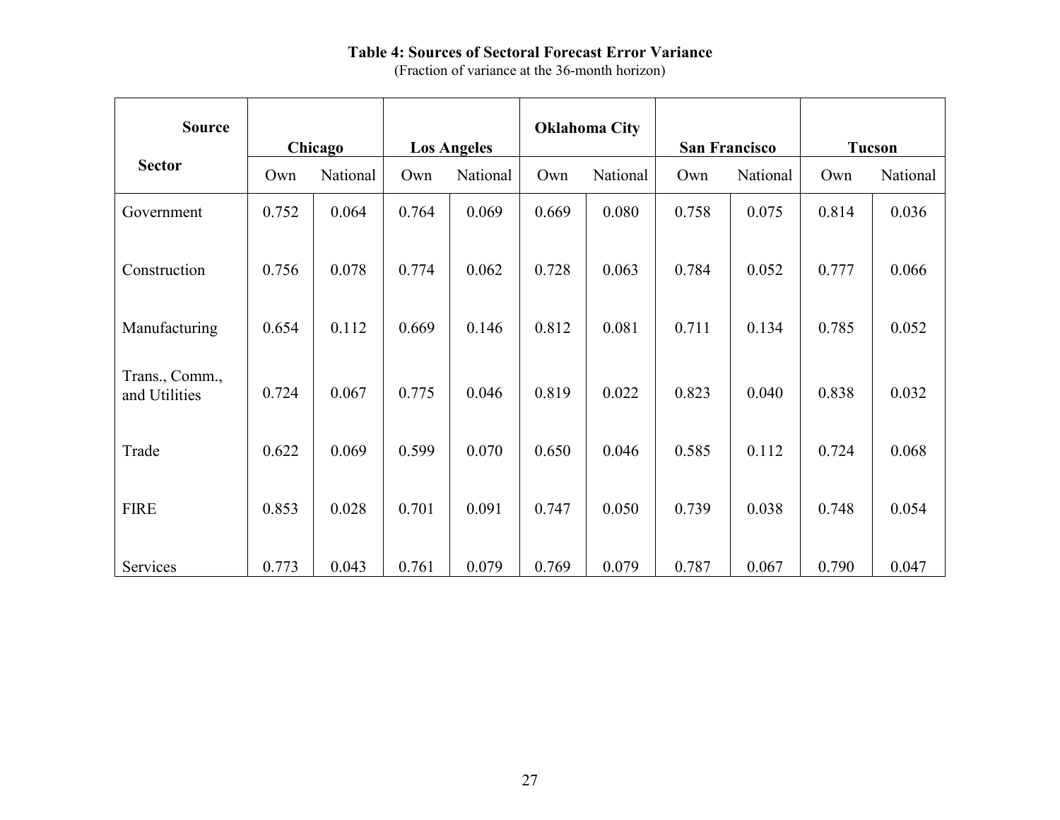**Table 4: Sources of Sectoral Forecast Error Variance**

(Fraction of variance at the 36-month horizon)

| Source / Sector | Chicago | | Los Angeles | | Oklahoma City | | San Francisco | | Tucson | |
|---|---|---|---|---|---|---|---|---|---|---|
| | Own | National | Own | National | Own | National | Own | National | Own | National |
| Government | 0.752 | 0.064 | 0.764 | 0.069 | 0.669 | 0.080 | 0.758 | 0.075 | 0.814 | 0.036 |
| Construction | 0.756 | 0.078 | 0.774 | 0.062 | 0.728 | 0.063 | 0.784 | 0.052 | 0.777 | 0.066 |
| Manufacturing | 0.654 | 0.112 | 0.669 | 0.146 | 0.812 | 0.081 | 0.711 | 0.134 | 0.785 | 0.052 |
| Trans., Comm., and Utilities | 0.724 | 0.067 | 0.775 | 0.046 | 0.819 | 0.022 | 0.823 | 0.040 | 0.838 | 0.032 |
| Trade | 0.622 | 0.069 | 0.599 | 0.070 | 0.650 | 0.046 | 0.585 | 0.112 | 0.724 | 0.068 |
| FIRE | 0.853 | 0.028 | 0.701 | 0.091 | 0.747 | 0.050 | 0.739 | 0.038 | 0.748 | 0.054 |
| Services | 0.773 | 0.043 | 0.761 | 0.079 | 0.769 | 0.079 | 0.787 | 0.067 | 0.790 | 0.047 |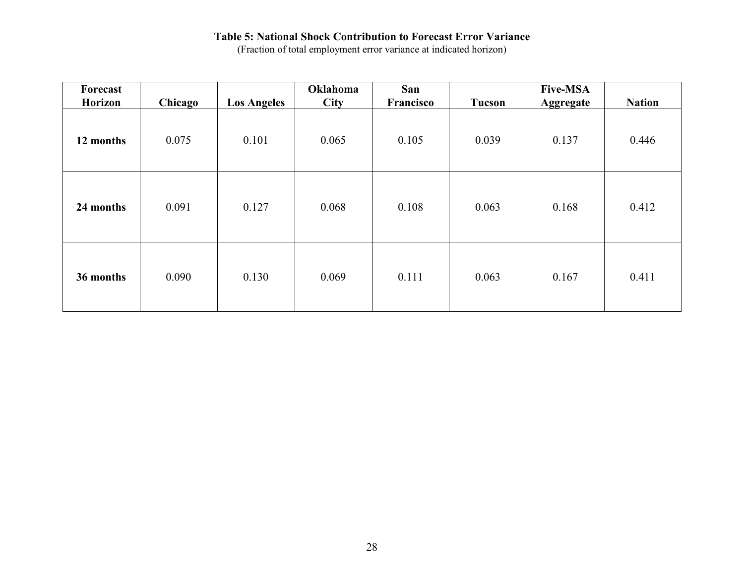**Table 5: National Shock Contribution to Forecast Error Variance**

(Fraction of total employment error variance at indicated horizon)

| Forecast Horizon | Chicago | Los Angeles | Oklahoma City | San Francisco | Tucson | Five-MSA Aggregate | Nation |
|---|---|---|---|---|---|---|---|
| **12 months** | 0.075 | 0.101 | 0.065 | 0.105 | 0.039 | 0.137 | 0.446 |
| **24 months** | 0.091 | 0.127 | 0.068 | 0.108 | 0.063 | 0.168 | 0.412 |
| **36 months** | 0.090 | 0.130 | 0.069 | 0.111 | 0.063 | 0.167 | 0.411 |